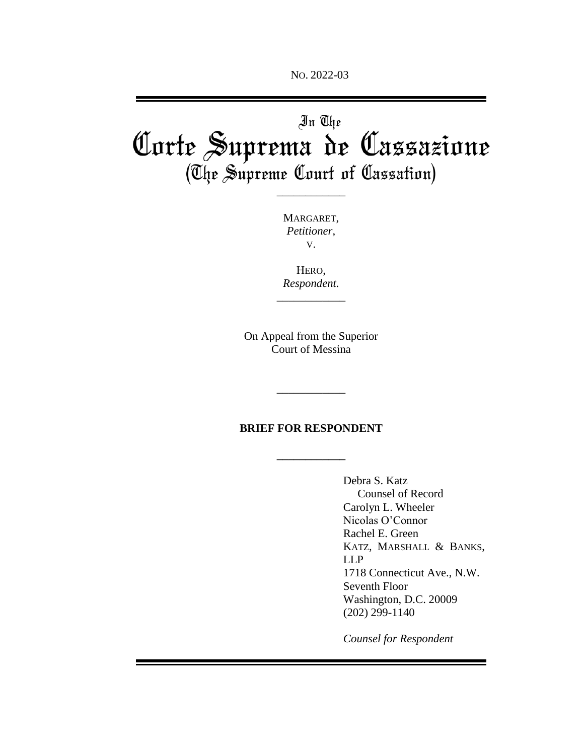NO. 2022-03

In The

# Corte Suprema de Cassazione

## (The Supreme Court of Cassation)

---

MARGARET,
*Petitioner*,
V.

HERO,
*Respondent.*

---

On Appeal from the Superior Court of Messina

---

**BRIEF FOR RESPONDENT**

---

Debra S. Katz
Counsel of Record
Carolyn L. Wheeler
Nicolas O'Connor
Rachel E. Green
KATZ, MARSHALL & BANKS, LLP
1718 Connecticut Ave., N.W.
Seventh Floor
Washington, D.C. 20009
(202) 299-1140

*Counsel for Respondent*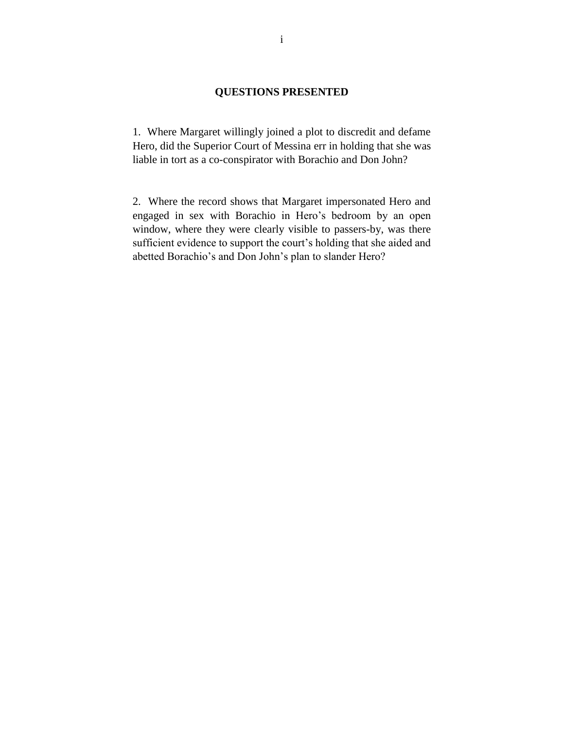## QUESTIONS PRESENTED

1. Where Margaret willingly joined a plot to discredit and defame Hero, did the Superior Court of Messina err in holding that she was liable in tort as a co-conspirator with Borachio and Don John?

2. Where the record shows that Margaret impersonated Hero and engaged in sex with Borachio in Hero's bedroom by an open window, where they were clearly visible to passers-by, was there sufficient evidence to support the court's holding that she aided and abetted Borachio's and Don John's plan to slander Hero?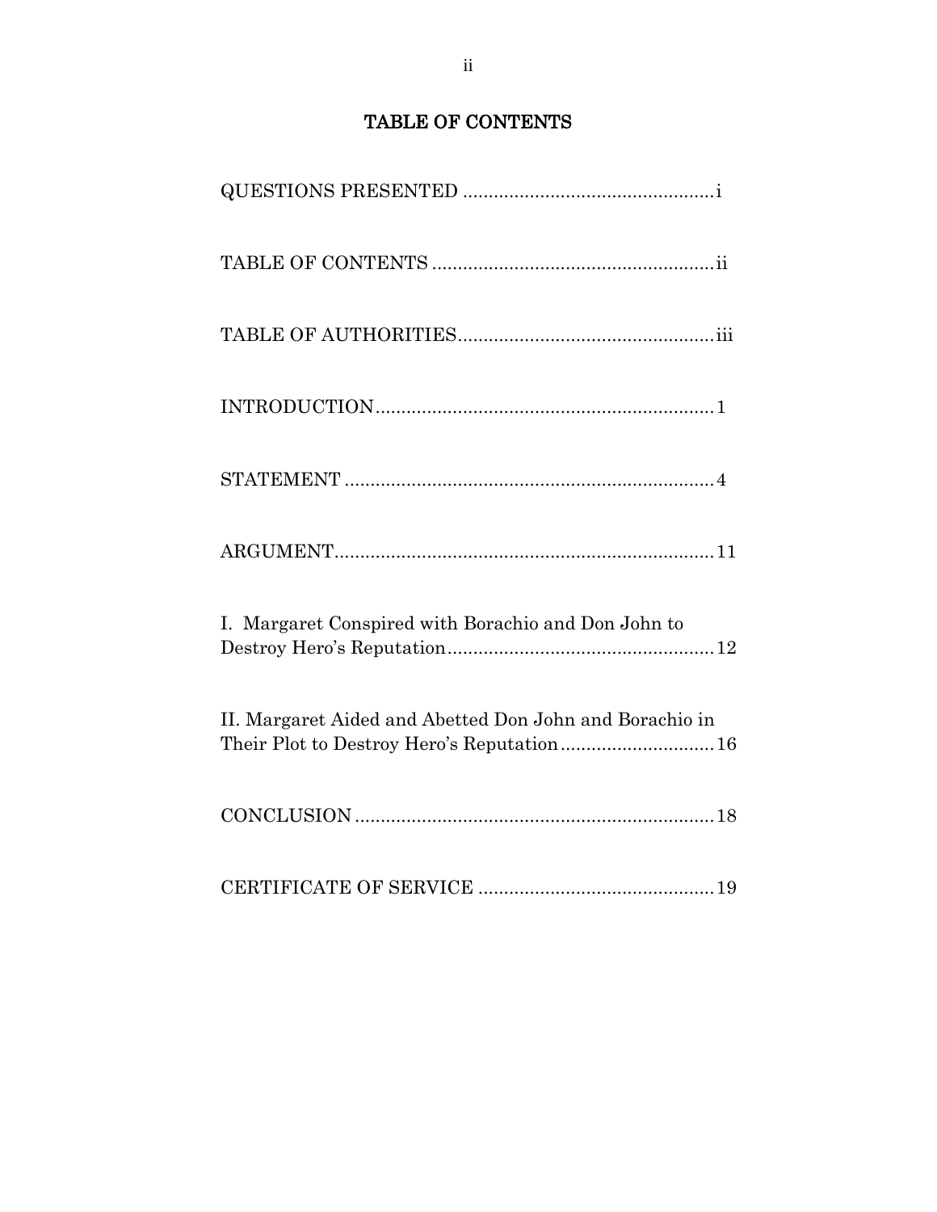# TABLE OF CONTENTS

QUESTIONS PRESENTED ................................................ i

TABLE OF CONTENTS ...................................................... ii

TABLE OF AUTHORITIES................................................. iii

INTRODUCTION................................................................. 1

STATEMENT ...................................................................... 4

ARGUMENT........................................................................ 11

I. Margaret Conspired with Borachio and Don John to Destroy Hero's Reputation.................................................. 12

II. Margaret Aided and Abetted Don John and Borachio in Their Plot to Destroy Hero's Reputation............................ 16

CONCLUSION ................................................................... 18

CERTIFICATE OF SERVICE ............................................ 19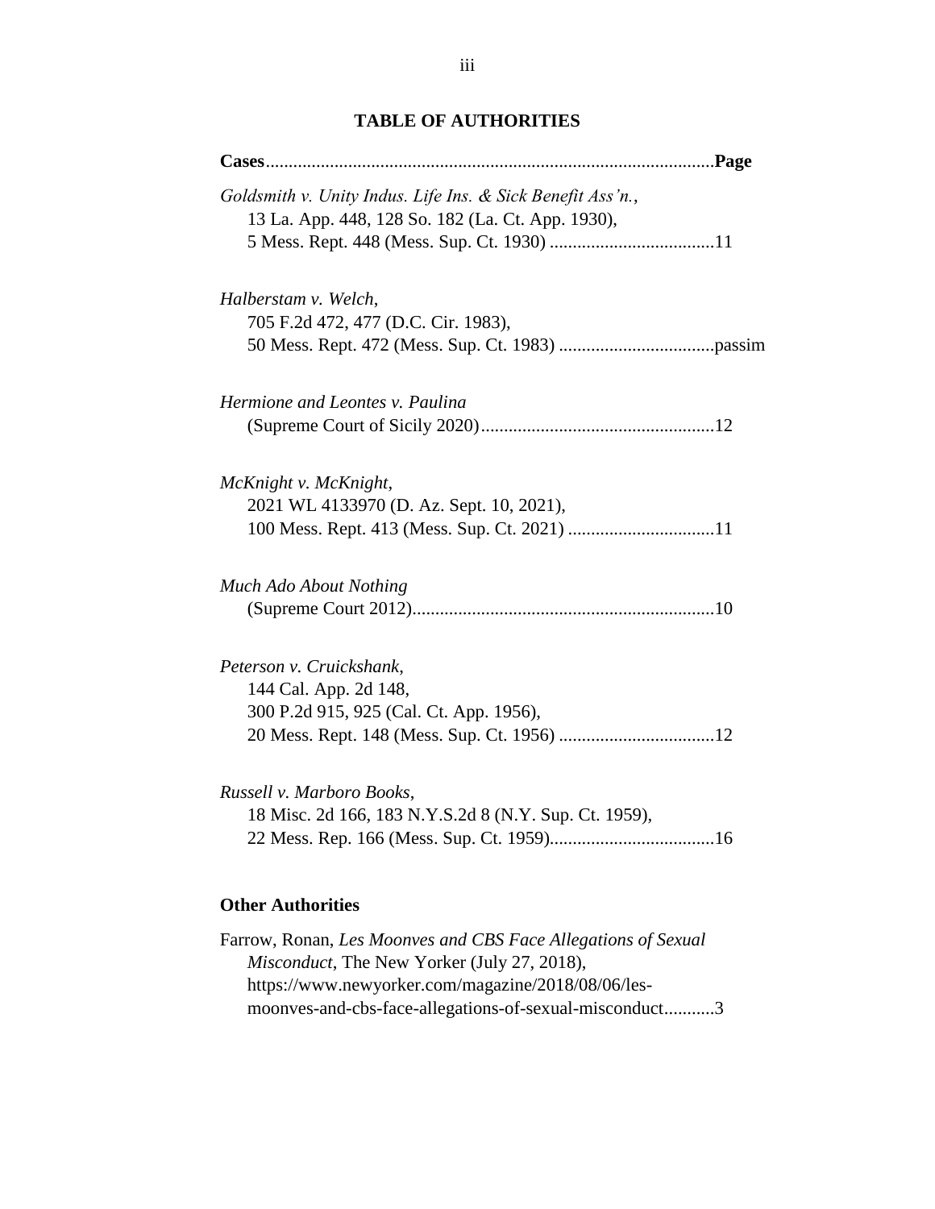## TABLE OF AUTHORITIES

**Cases**.................................................................................................**Page**

*Goldsmith v. Unity Indus. Life Ins. & Sick Benefit Ass'n.*,
13 La. App. 448, 128 So. 182 (La. Ct. App. 1930),
5 Mess. Rept. 448 (Mess. Sup. Ct. 1930) ....................................11

*Halberstam v. Welch*,
705 F.2d 472, 477 (D.C. Cir. 1983),
50 Mess. Rept. 472 (Mess. Sup. Ct. 1983) ..................................passim

*Hermione and Leontes v. Paulina*
(Supreme Court of Sicily 2020)...................................................12

*McKnight v. McKnight*,
2021 WL 4133970 (D. Az. Sept. 10, 2021),
100 Mess. Rept. 413 (Mess. Sup. Ct. 2021) ................................11

*Much Ado About Nothing*
(Supreme Court 2012)..................................................................10

*Peterson v. Cruickshank*,
144 Cal. App. 2d 148,
300 P.2d 915, 925 (Cal. Ct. App. 1956),
20 Mess. Rept. 148 (Mess. Sup. Ct. 1956) ..................................12

*Russell v. Marboro Books*,
18 Misc. 2d 166, 183 N.Y.S.2d 8 (N.Y. Sup. Ct. 1959),
22 Mess. Rep. 166 (Mess. Sup. Ct. 1959)....................................16

**Other Authorities**

Farrow, Ronan, *Les Moonves and CBS Face Allegations of Sexual Misconduct*, The New Yorker (July 27, 2018), https://www.newyorker.com/magazine/2018/08/06/les-moonves-and-cbs-face-allegations-of-sexual-misconduct...........3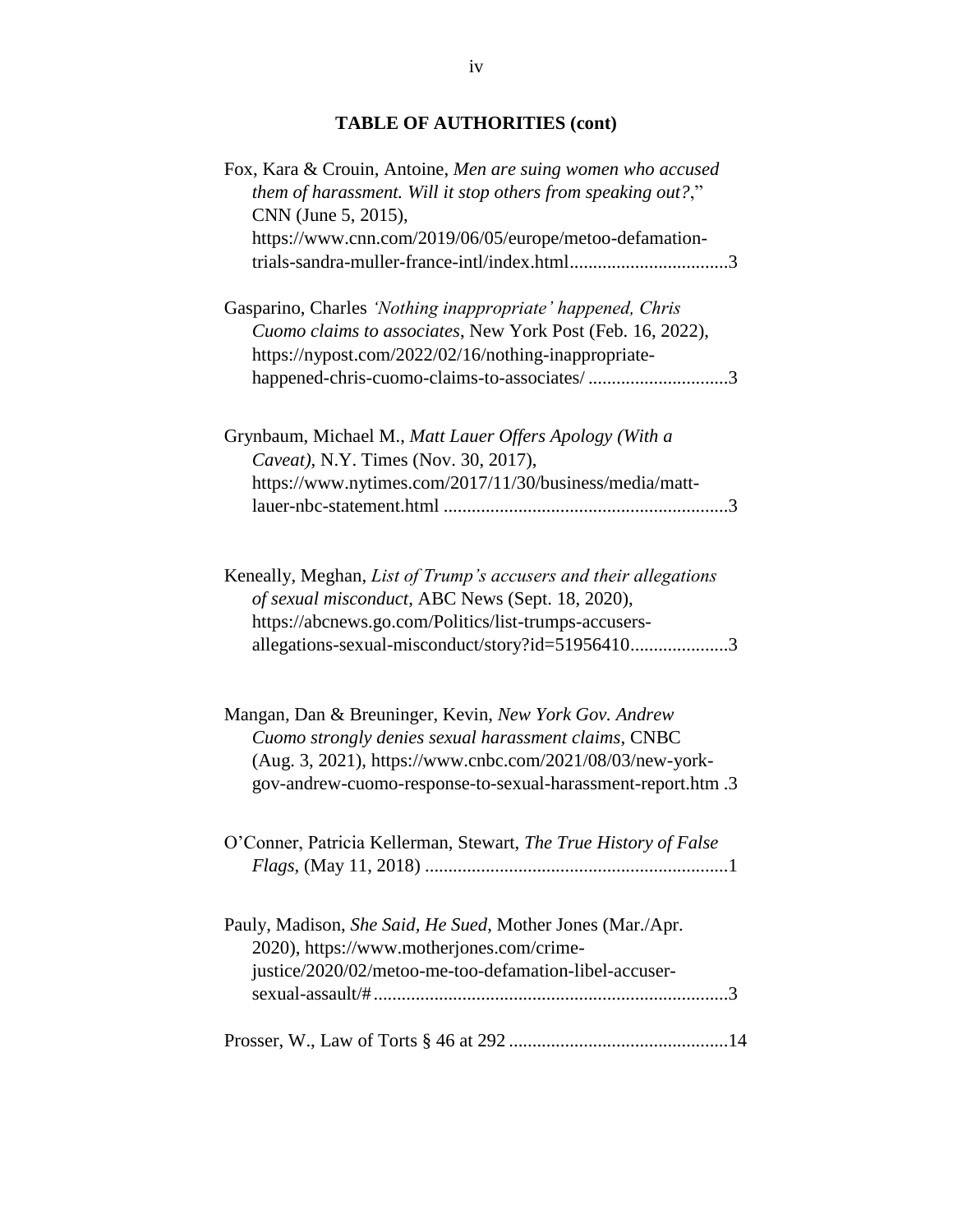## TABLE OF AUTHORITIES (cont)

Fox, Kara & Crouin, Antoine, *Men are suing women who accused them of harassment. Will it stop others from speaking out?*," CNN (June 5, 2015), https://www.cnn.com/2019/06/05/europe/metoo-defamation-trials-sandra-muller-france-intl/index.html..................................3

Gasparino, Charles *'Nothing inappropriate' happened, Chris Cuomo claims to associates*, New York Post (Feb. 16, 2022), https://nypost.com/2022/02/16/nothing-inappropriate-happened-chris-cuomo-claims-to-associates/ ..............................3

Grynbaum, Michael M., *Matt Lauer Offers Apology (With a Caveat)*, N.Y. Times (Nov. 30, 2017), https://www.nytimes.com/2017/11/30/business/media/matt-lauer-nbc-statement.html .............................................................3

Keneally, Meghan, *List of Trump's accusers and their allegations of sexual misconduct*, ABC News (Sept. 18, 2020), https://abcnews.go.com/Politics/list-trumps-accusers-allegations-sexual-misconduct/story?id=51956410.....................3

Mangan, Dan & Breuninger, Kevin, *New York Gov. Andrew Cuomo strongly denies sexual harassment claims*, CNBC (Aug. 3, 2021), https://www.cnbc.com/2021/08/03/new-york-gov-andrew-cuomo-response-to-sexual-harassment-report.htm .3

O'Conner, Patricia Kellerman, Stewart, *The True History of False Flags*, (May 11, 2018) .................................................................1

Pauly, Madison, *She Said, He Sued*, Mother Jones (Mar./Apr. 2020), https://www.motherjones.com/crime-justice/2020/02/metoo-me-too-defamation-libel-accuser-sexual-assault/#............................................................................3

Prosser, W., Law of Torts § 46 at 292 ...............................................14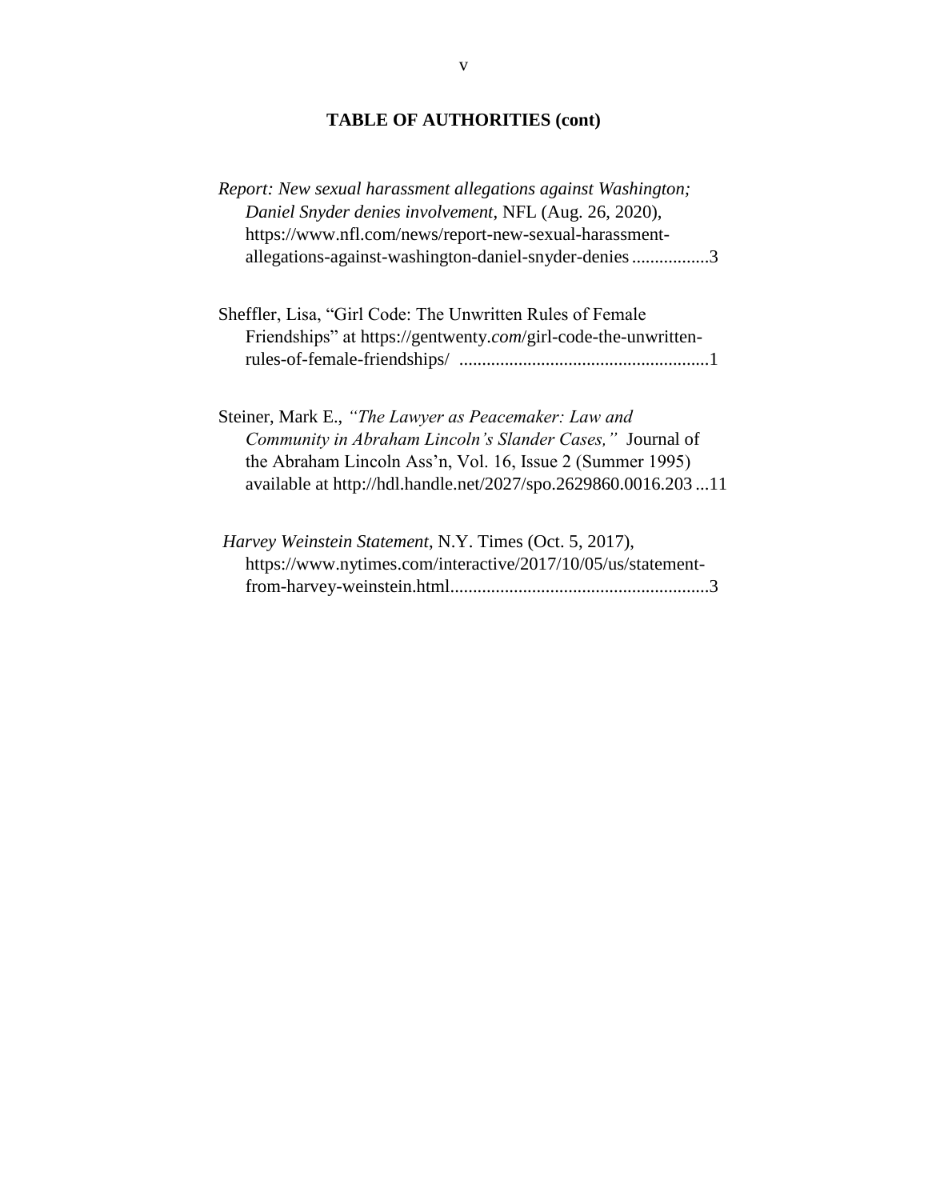## TABLE OF AUTHORITIES (cont)

*Report: New sexual harassment allegations against Washington; Daniel Snyder denies involvement*, NFL (Aug. 26, 2020), https://www.nfl.com/news/report-new-sexual-harassment-allegations-against-washington-daniel-snyder-denies.................3

Sheffler, Lisa, "Girl Code: The Unwritten Rules of Female Friendships" at https://gentwenty.*com*/girl-code-the-unwritten-rules-of-female-friendships/ ......................................................1

Steiner, Mark E., *"The Lawyer as Peacemaker: Law and Community in Abraham Lincoln's Slander Cases,"* Journal of the Abraham Lincoln Ass'n, Vol. 16, Issue 2 (Summer 1995) available at http://hdl.handle.net/2027/spo.2629860.0016.203...11

*Harvey Weinstein Statement*, N.Y. Times (Oct. 5, 2017), https://www.nytimes.com/interactive/2017/10/05/us/statement-from-harvey-weinstein.html........................................................3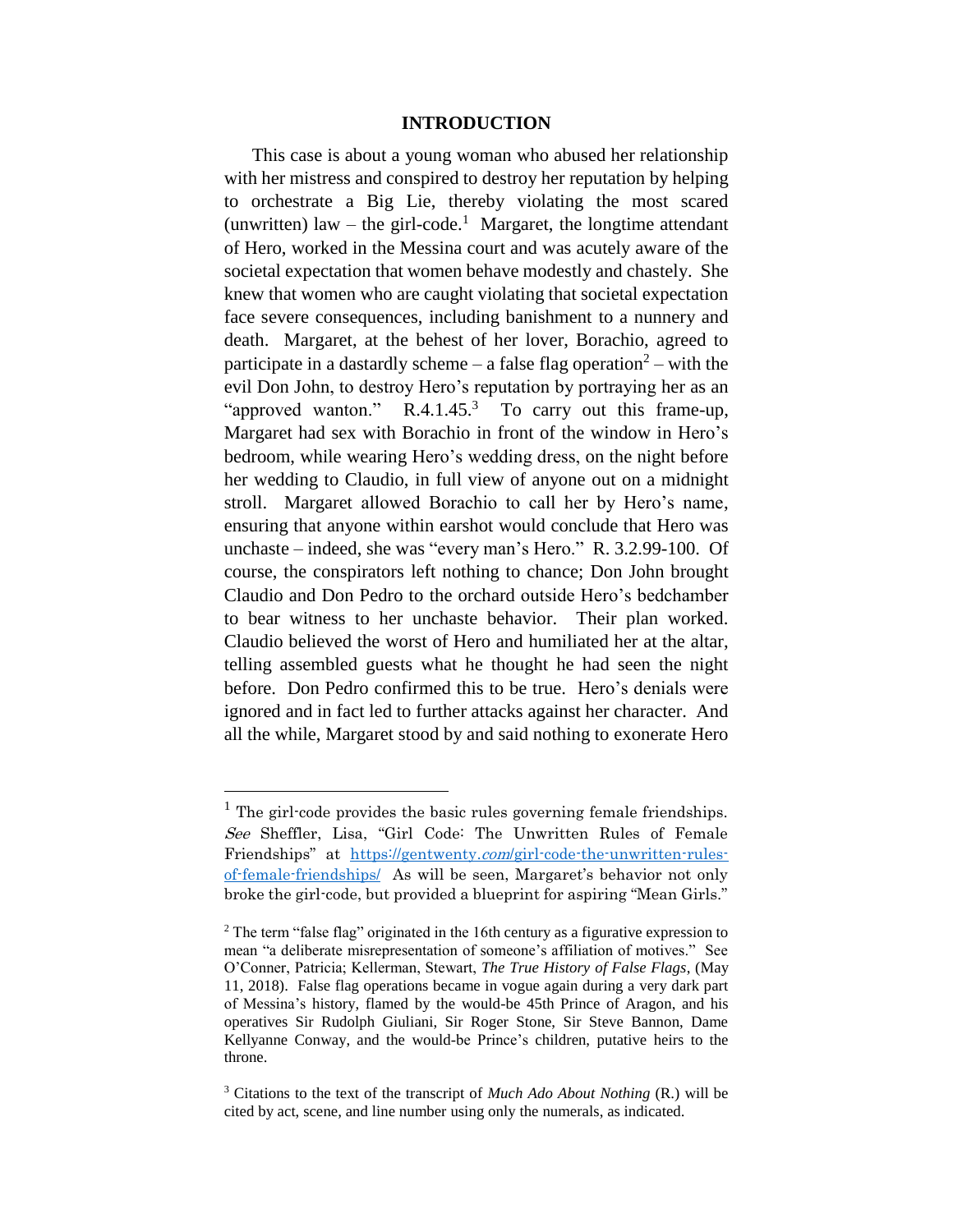## INTRODUCTION

This case is about a young woman who abused her relationship with her mistress and conspired to destroy her reputation by helping to orchestrate a Big Lie, thereby violating the most scared (unwritten) law – the girl-code.[1] Margaret, the longtime attendant of Hero, worked in the Messina court and was acutely aware of the societal expectation that women behave modestly and chastely. She knew that women who are caught violating that societal expectation face severe consequences, including banishment to a nunnery and death. Margaret, at the behest of her lover, Borachio, agreed to participate in a dastardly scheme – a false flag operation[2] – with the evil Don John, to destroy Hero's reputation by portraying her as an "approved wanton." R.4.1.45.[3] To carry out this frame-up, Margaret had sex with Borachio in front of the window in Hero's bedroom, while wearing Hero's wedding dress, on the night before her wedding to Claudio, in full view of anyone out on a midnight stroll. Margaret allowed Borachio to call her by Hero's name, ensuring that anyone within earshot would conclude that Hero was unchaste – indeed, she was "every man's Hero." R. 3.2.99-100. Of course, the conspirators left nothing to chance; Don John brought Claudio and Don Pedro to the orchard outside Hero's bedchamber to bear witness to her unchaste behavior. Their plan worked. Claudio believed the worst of Hero and humiliated her at the altar, telling assembled guests what he thought he had seen the night before. Don Pedro confirmed this to be true. Hero's denials were ignored and in fact led to further attacks against her character. And all the while, Margaret stood by and said nothing to exonerate Hero

---

[1] The girl-code provides the basic rules governing female friendships. *See* Sheffler, Lisa, "Girl Code: The Unwritten Rules of Female Friendships" at [https://gentwenty.com/girl-code-the-unwritten-rules-of-female-friendships/](https://gentwenty.com/girl-code-the-unwritten-rules-of-female-friendships/) As will be seen, Margaret's behavior not only broke the girl-code, but provided a blueprint for aspiring "Mean Girls."

[2] The term "false flag" originated in the 16th century as a figurative expression to mean "a deliberate misrepresentation of someone's affiliation of motives." See O'Conner, Patricia; Kellerman, Stewart, *The True History of False Flags*, (May 11, 2018). False flag operations became in vogue again during a very dark part of Messina's history, flamed by the would-be 45th Prince of Aragon, and his operatives Sir Rudolph Giuliani, Sir Roger Stone, Sir Steve Bannon, Dame Kellyanne Conway, and the would-be Prince's children, putative heirs to the throne.

[3] Citations to the text of the transcript of *Much Ado About Nothing* (R.) will be cited by act, scene, and line number using only the numerals, as indicated.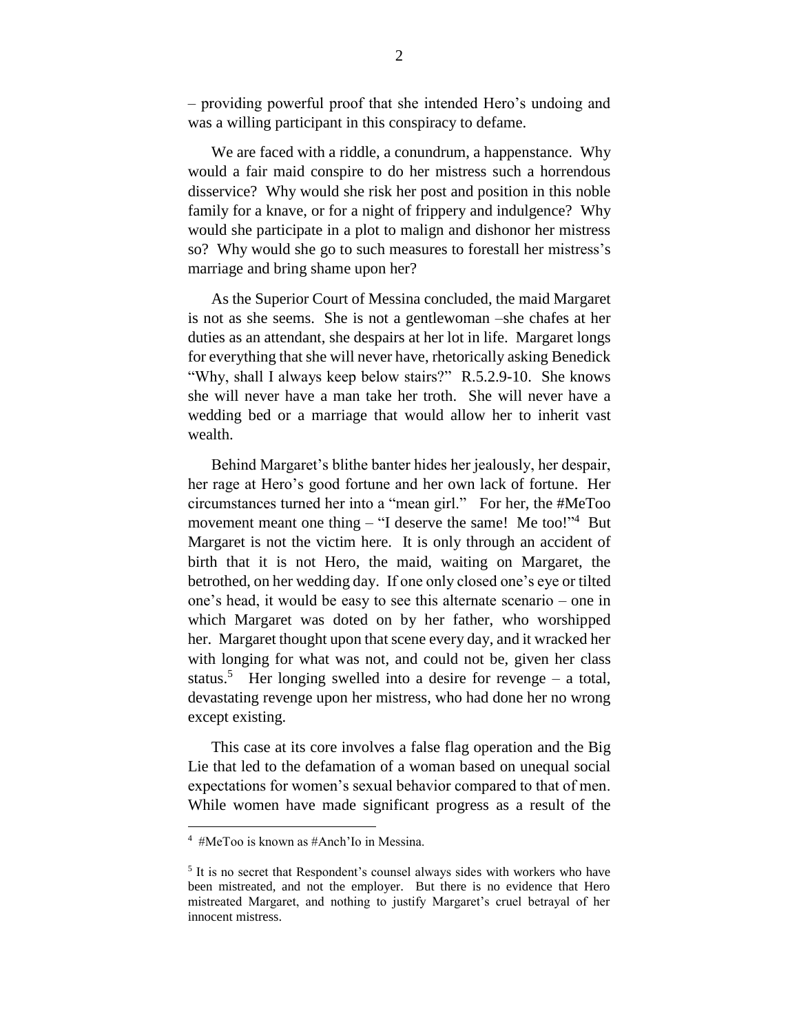– providing powerful proof that she intended Hero's undoing and was a willing participant in this conspiracy to defame.

We are faced with a riddle, a conundrum, a happenstance. Why would a fair maid conspire to do her mistress such a horrendous disservice? Why would she risk her post and position in this noble family for a knave, or for a night of frippery and indulgence? Why would she participate in a plot to malign and dishonor her mistress so? Why would she go to such measures to forestall her mistress's marriage and bring shame upon her?

As the Superior Court of Messina concluded, the maid Margaret is not as she seems. She is not a gentlewoman –she chafes at her duties as an attendant, she despairs at her lot in life. Margaret longs for everything that she will never have, rhetorically asking Benedick "Why, shall I always keep below stairs?" R.5.2.9-10. She knows she will never have a man take her troth. She will never have a wedding bed or a marriage that would allow her to inherit vast wealth.

Behind Margaret's blithe banter hides her jealously, her despair, her rage at Hero's good fortune and her own lack of fortune. Her circumstances turned her into a "mean girl." For her, the #MeToo movement meant one thing – "I deserve the same! Me too!"[4] But Margaret is not the victim here. It is only through an accident of birth that it is not Hero, the maid, waiting on Margaret, the betrothed, on her wedding day. If one only closed one's eye or tilted one's head, it would be easy to see this alternate scenario – one in which Margaret was doted on by her father, who worshipped her. Margaret thought upon that scene every day, and it wracked her with longing for what was not, and could not be, given her class status.[5] Her longing swelled into a desire for revenge – a total, devastating revenge upon her mistress, who had done her no wrong except existing.

This case at its core involves a false flag operation and the Big Lie that led to the defamation of a woman based on unequal social expectations for women's sexual behavior compared to that of men. While women have made significant progress as a result of the

---

[4] #MeToo is known as #Anch'Io in Messina.

[5] It is no secret that Respondent's counsel always sides with workers who have been mistreated, and not the employer. But there is no evidence that Hero mistreated Margaret, and nothing to justify Margaret's cruel betrayal of her innocent mistress.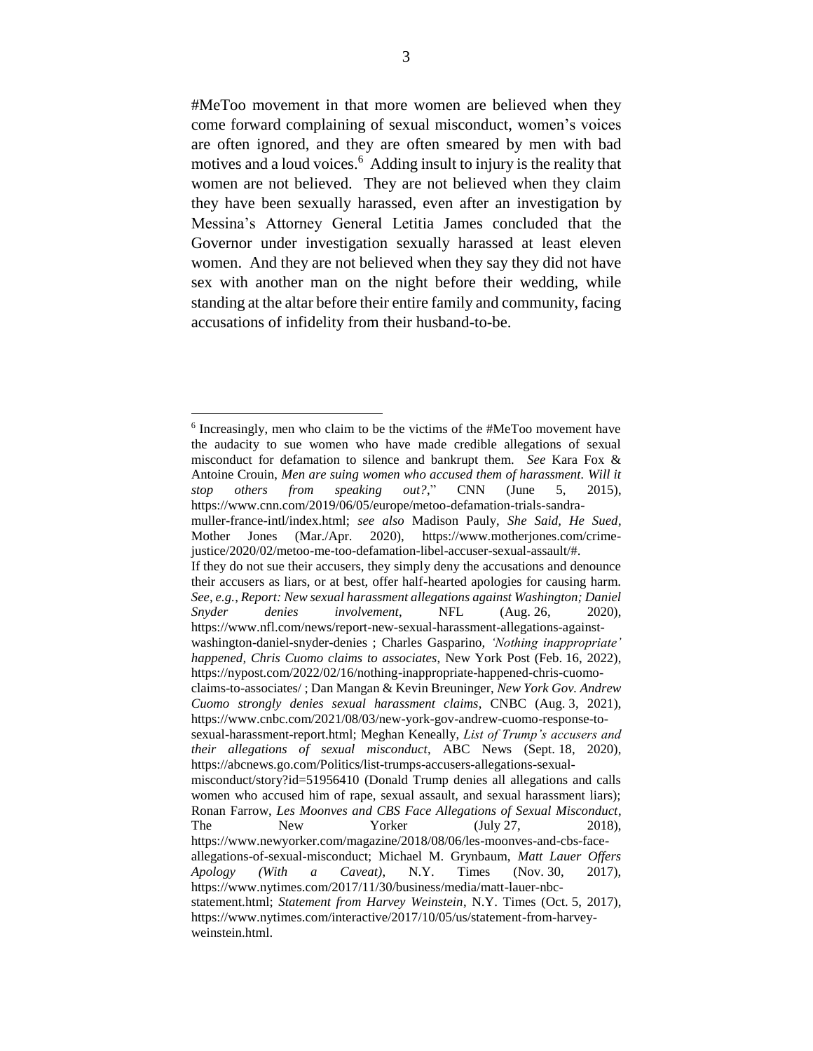#MeToo movement in that more women are believed when they come forward complaining of sexual misconduct, women's voices are often ignored, and they are often smeared by men with bad motives and a loud voices.[6] Adding insult to injury is the reality that women are not believed. They are not believed when they claim they have been sexually harassed, even after an investigation by Messina's Attorney General Letitia James concluded that the Governor under investigation sexually harassed at least eleven women. And they are not believed when they say they did not have sex with another man on the night before their wedding, while standing at the altar before their entire family and community, facing accusations of infidelity from their husband-to-be.

---

[6] Increasingly, men who claim to be the victims of the #MeToo movement have the audacity to sue women who have made credible allegations of sexual misconduct for defamation to silence and bankrupt them. *See* Kara Fox & Antoine Crouin, *Men are suing women who accused them of harassment. Will it stop others from speaking out?*," CNN (June 5, 2015), https://www.cnn.com/2019/06/05/europe/metoo-defamation-trials-sandra-muller-france-intl/index.html; *see also* Madison Pauly, *She Said, He Sued*, Mother Jones (Mar./Apr. 2020), https://www.motherjones.com/crime-justice/2020/02/metoo-me-too-defamation-libel-accuser-sexual-assault/#.
If they do not sue their accusers, they simply deny the accusations and denounce their accusers as liars, or at best, offer half-hearted apologies for causing harm. *See, e.g.*, *Report: New sexual harassment allegations against Washington; Daniel Snyder denies involvement*, NFL (Aug. 26, 2020), https://www.nfl.com/news/report-new-sexual-harassment-allegations-against-washington-daniel-snyder-denies ; Charles Gasparino, *'Nothing inappropriate' happened, Chris Cuomo claims to associates*, New York Post (Feb. 16, 2022), https://nypost.com/2022/02/16/nothing-inappropriate-happened-chris-cuomo-claims-to-associates/ ; Dan Mangan & Kevin Breuninger, *New York Gov. Andrew Cuomo strongly denies sexual harassment claims*, CNBC (Aug. 3, 2021), https://www.cnbc.com/2021/08/03/new-york-gov-andrew-cuomo-response-to-sexual-harassment-report.html; Meghan Keneally, *List of Trump's accusers and their allegations of sexual misconduct*, ABC News (Sept. 18, 2020), https://abcnews.go.com/Politics/list-trumps-accusers-allegations-sexual-misconduct/story?id=51956410 (Donald Trump denies all allegations and calls women who accused him of rape, sexual assault, and sexual harassment liars); Ronan Farrow, *Les Moonves and CBS Face Allegations of Sexual Misconduct*, The New Yorker (July 27, 2018), https://www.newyorker.com/magazine/2018/08/06/les-moonves-and-cbs-face-allegations-of-sexual-misconduct; Michael M. Grynbaum, *Matt Lauer Offers Apology (With a Caveat)*, N.Y. Times (Nov. 30, 2017), https://www.nytimes.com/2017/11/30/business/media/matt-lauer-nbc-statement.html; *Statement from Harvey Weinstein*, N.Y. Times (Oct. 5, 2017), https://www.nytimes.com/interactive/2017/10/05/us/statement-from-harvey-weinstein.html.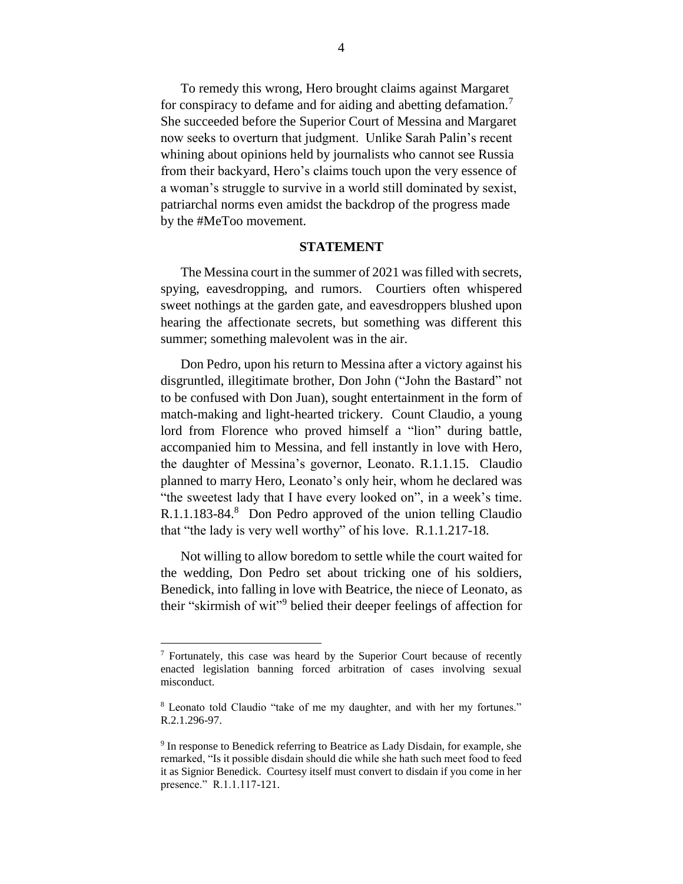To remedy this wrong, Hero brought claims against Margaret for conspiracy to defame and for aiding and abetting defamation.[7] She succeeded before the Superior Court of Messina and Margaret now seeks to overturn that judgment. Unlike Sarah Palin's recent whining about opinions held by journalists who cannot see Russia from their backyard, Hero's claims touch upon the very essence of a woman's struggle to survive in a world still dominated by sexist, patriarchal norms even amidst the backdrop of the progress made by the #MeToo movement.

## STATEMENT

The Messina court in the summer of 2021 was filled with secrets, spying, eavesdropping, and rumors. Courtiers often whispered sweet nothings at the garden gate, and eavesdroppers blushed upon hearing the affectionate secrets, but something was different this summer; something malevolent was in the air.

Don Pedro, upon his return to Messina after a victory against his disgruntled, illegitimate brother, Don John ("John the Bastard" not to be confused with Don Juan), sought entertainment in the form of match-making and light-hearted trickery. Count Claudio, a young lord from Florence who proved himself a "lion" during battle, accompanied him to Messina, and fell instantly in love with Hero, the daughter of Messina's governor, Leonato. R.1.1.15. Claudio planned to marry Hero, Leonato's only heir, whom he declared was "the sweetest lady that I have every looked on", in a week's time. R.1.1.183-84.[8] Don Pedro approved of the union telling Claudio that "the lady is very well worthy" of his love. R.1.1.217-18.

Not willing to allow boredom to settle while the court waited for the wedding, Don Pedro set about tricking one of his soldiers, Benedick, into falling in love with Beatrice, the niece of Leonato, as their "skirmish of wit"[9] belied their deeper feelings of affection for

---

[7] Fortunately, this case was heard by the Superior Court because of recently enacted legislation banning forced arbitration of cases involving sexual misconduct.

[8] Leonato told Claudio "take of me my daughter, and with her my fortunes." R.2.1.296-97.

[9] In response to Benedick referring to Beatrice as Lady Disdain, for example, she remarked, "Is it possible disdain should die while she hath such meet food to feed it as Signior Benedick. Courtesy itself must convert to disdain if you come in her presence." R.1.1.117-121.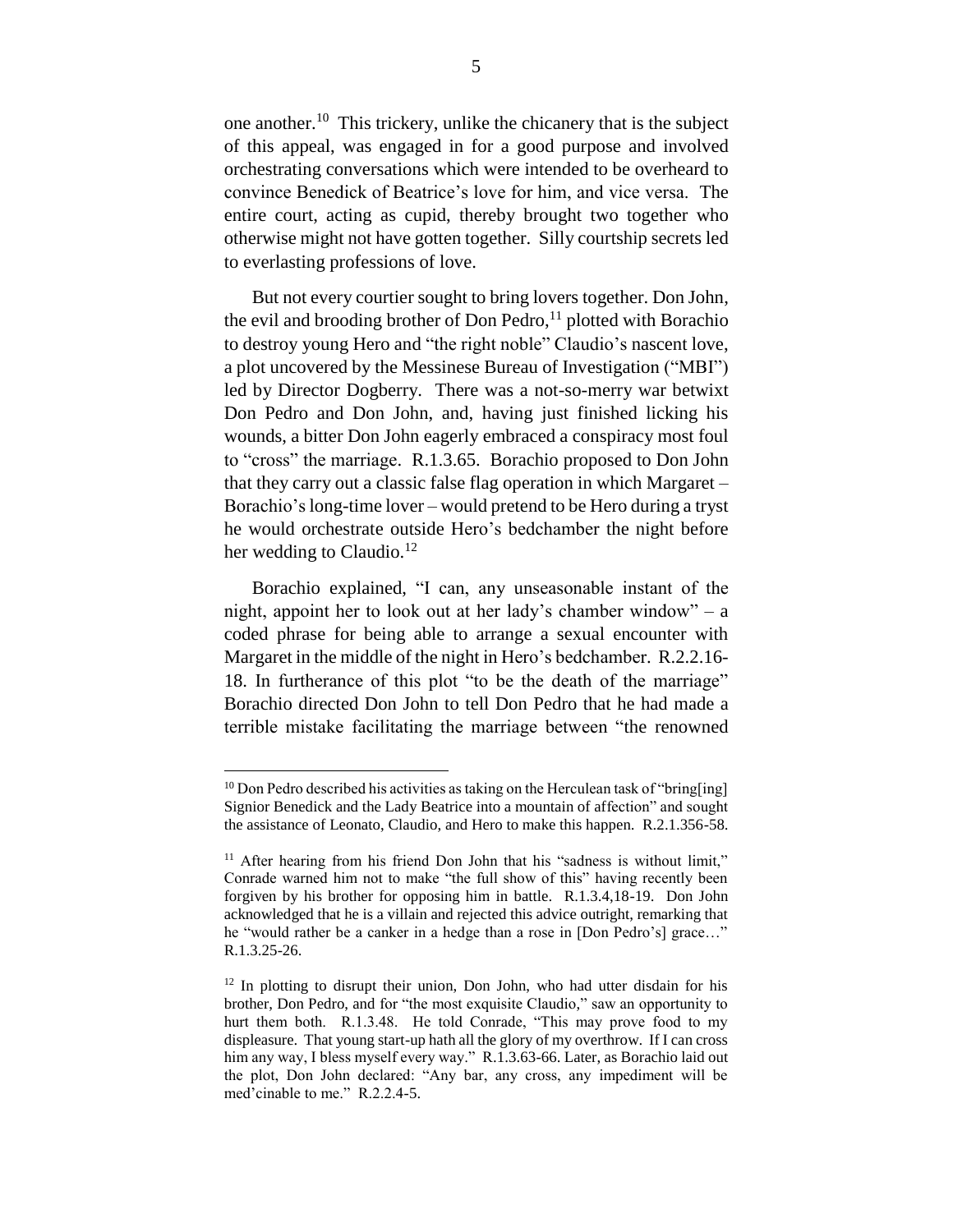one another.[10] This trickery, unlike the chicanery that is the subject of this appeal, was engaged in for a good purpose and involved orchestrating conversations which were intended to be overheard to convince Benedick of Beatrice's love for him, and vice versa. The entire court, acting as cupid, thereby brought two together who otherwise might not have gotten together. Silly courtship secrets led to everlasting professions of love.

But not every courtier sought to bring lovers together. Don John, the evil and brooding brother of Don Pedro,[11] plotted with Borachio to destroy young Hero and "the right noble" Claudio's nascent love, a plot uncovered by the Messinese Bureau of Investigation ("MBI") led by Director Dogberry. There was a not-so-merry war betwixt Don Pedro and Don John, and, having just finished licking his wounds, a bitter Don John eagerly embraced a conspiracy most foul to "cross" the marriage. R.1.3.65. Borachio proposed to Don John that they carry out a classic false flag operation in which Margaret – Borachio's long-time lover – would pretend to be Hero during a tryst he would orchestrate outside Hero's bedchamber the night before her wedding to Claudio.[12]

Borachio explained, "I can, any unseasonable instant of the night, appoint her to look out at her lady's chamber window" – a coded phrase for being able to arrange a sexual encounter with Margaret in the middle of the night in Hero's bedchamber. R.2.2.16-18. In furtherance of this plot "to be the death of the marriage" Borachio directed Don John to tell Don Pedro that he had made a terrible mistake facilitating the marriage between "the renowned

---

[10] Don Pedro described his activities as taking on the Herculean task of "bring[ing] Signior Benedick and the Lady Beatrice into a mountain of affection" and sought the assistance of Leonato, Claudio, and Hero to make this happen. R.2.1.356-58.

[11] After hearing from his friend Don John that his "sadness is without limit," Conrade warned him not to make "the full show of this" having recently been forgiven by his brother for opposing him in battle. R.1.3.4,18-19. Don John acknowledged that he is a villain and rejected this advice outright, remarking that he "would rather be a canker in a hedge than a rose in [Don Pedro's] grace…" R.1.3.25-26.

[12] In plotting to disrupt their union, Don John, who had utter disdain for his brother, Don Pedro, and for "the most exquisite Claudio," saw an opportunity to hurt them both. R.1.3.48. He told Conrade, "This may prove food to my displeasure. That young start-up hath all the glory of my overthrow. If I can cross him any way, I bless myself every way." R.1.3.63-66. Later, as Borachio laid out the plot, Don John declared: "Any bar, any cross, any impediment will be med'cinable to me." R.2.2.4-5.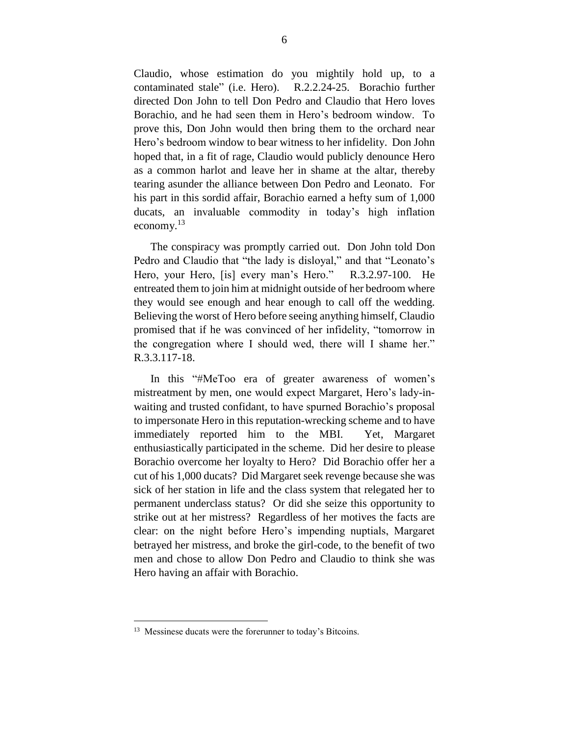Claudio, whose estimation do you mightily hold up, to a contaminated stale" (i.e. Hero). R.2.2.24-25. Borachio further directed Don John to tell Don Pedro and Claudio that Hero loves Borachio, and he had seen them in Hero's bedroom window. To prove this, Don John would then bring them to the orchard near Hero's bedroom window to bear witness to her infidelity. Don John hoped that, in a fit of rage, Claudio would publicly denounce Hero as a common harlot and leave her in shame at the altar, thereby tearing asunder the alliance between Don Pedro and Leonato. For his part in this sordid affair, Borachio earned a hefty sum of 1,000 ducats, an invaluable commodity in today's high inflation economy.[13]

The conspiracy was promptly carried out. Don John told Don Pedro and Claudio that "the lady is disloyal," and that "Leonato's Hero, your Hero, [is] every man's Hero." R.3.2.97-100. He entreated them to join him at midnight outside of her bedroom where they would see enough and hear enough to call off the wedding. Believing the worst of Hero before seeing anything himself, Claudio promised that if he was convinced of her infidelity, "tomorrow in the congregation where I should wed, there will I shame her." R.3.3.117-18.

In this "#MeToo era of greater awareness of women's mistreatment by men, one would expect Margaret, Hero's lady-in-waiting and trusted confidant, to have spurned Borachio's proposal to impersonate Hero in this reputation-wrecking scheme and to have immediately reported him to the MBI. Yet, Margaret enthusiastically participated in the scheme. Did her desire to please Borachio overcome her loyalty to Hero? Did Borachio offer her a cut of his 1,000 ducats? Did Margaret seek revenge because she was sick of her station in life and the class system that relegated her to permanent underclass status? Or did she seize this opportunity to strike out at her mistress? Regardless of her motives the facts are clear: on the night before Hero's impending nuptials, Margaret betrayed her mistress, and broke the girl-code, to the benefit of two men and chose to allow Don Pedro and Claudio to think she was Hero having an affair with Borachio.

---

[13] Messinese ducats were the forerunner to today's Bitcoins.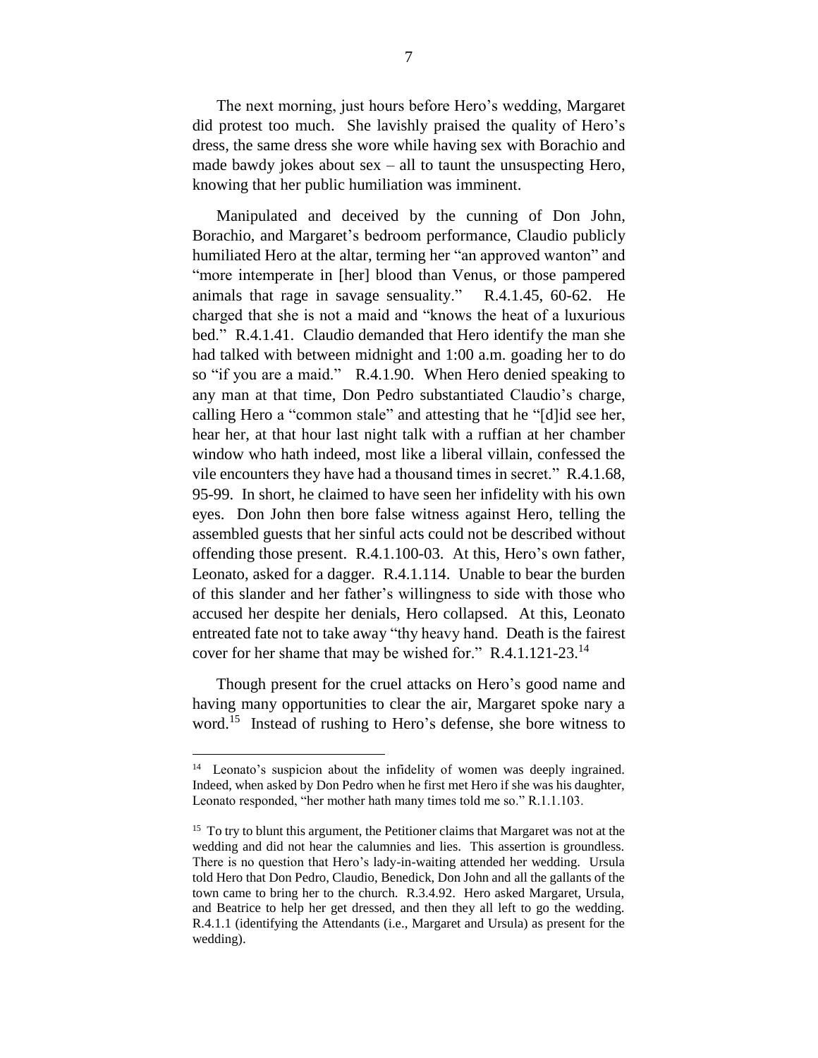The next morning, just hours before Hero's wedding, Margaret did protest too much. She lavishly praised the quality of Hero's dress, the same dress she wore while having sex with Borachio and made bawdy jokes about sex – all to taunt the unsuspecting Hero, knowing that her public humiliation was imminent.

Manipulated and deceived by the cunning of Don John, Borachio, and Margaret's bedroom performance, Claudio publicly humiliated Hero at the altar, terming her "an approved wanton" and "more intemperate in [her] blood than Venus, or those pampered animals that rage in savage sensuality." R.4.1.45, 60-62. He charged that she is not a maid and "knows the heat of a luxurious bed." R.4.1.41. Claudio demanded that Hero identify the man she had talked with between midnight and 1:00 a.m. goading her to do so "if you are a maid." R.4.1.90. When Hero denied speaking to any man at that time, Don Pedro substantiated Claudio's charge, calling Hero a "common stale" and attesting that he "[d]id see her, hear her, at that hour last night talk with a ruffian at her chamber window who hath indeed, most like a liberal villain, confessed the vile encounters they have had a thousand times in secret." R.4.1.68, 95-99. In short, he claimed to have seen her infidelity with his own eyes. Don John then bore false witness against Hero, telling the assembled guests that her sinful acts could not be described without offending those present. R.4.1.100-03. At this, Hero's own father, Leonato, asked for a dagger. R.4.1.114. Unable to bear the burden of this slander and her father's willingness to side with those who accused her despite her denials, Hero collapsed. At this, Leonato entreated fate not to take away "thy heavy hand. Death is the fairest cover for her shame that may be wished for." R.4.1.121-23.[14]

Though present for the cruel attacks on Hero's good name and having many opportunities to clear the air, Margaret spoke nary a word.[15] Instead of rushing to Hero's defense, she bore witness to

---

[14] Leonato's suspicion about the infidelity of women was deeply ingrained. Indeed, when asked by Don Pedro when he first met Hero if she was his daughter, Leonato responded, "her mother hath many times told me so." R.1.1.103.

[15] To try to blunt this argument, the Petitioner claims that Margaret was not at the wedding and did not hear the calumnies and lies. This assertion is groundless. There is no question that Hero's lady-in-waiting attended her wedding. Ursula told Hero that Don Pedro, Claudio, Benedick, Don John and all the gallants of the town came to bring her to the church. R.3.4.92. Hero asked Margaret, Ursula, and Beatrice to help her get dressed, and then they all left to go the wedding. R.4.1.1 (identifying the Attendants (i.e., Margaret and Ursula) as present for the wedding).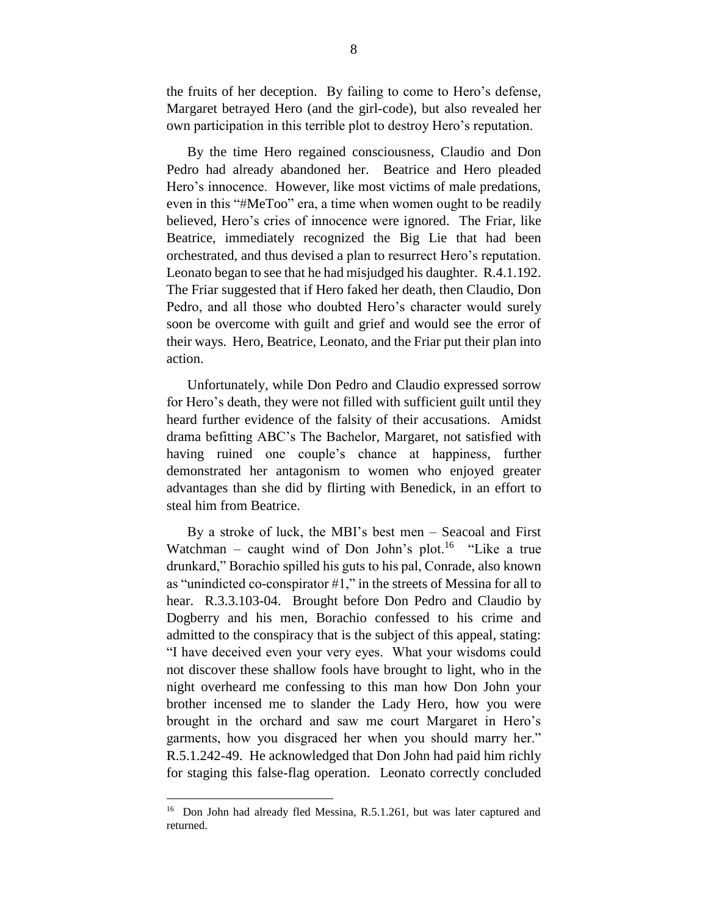the fruits of her deception. By failing to come to Hero's defense, Margaret betrayed Hero (and the girl-code), but also revealed her own participation in this terrible plot to destroy Hero's reputation.

By the time Hero regained consciousness, Claudio and Don Pedro had already abandoned her. Beatrice and Hero pleaded Hero's innocence. However, like most victims of male predations, even in this "#MeToo" era, a time when women ought to be readily believed, Hero's cries of innocence were ignored. The Friar, like Beatrice, immediately recognized the Big Lie that had been orchestrated, and thus devised a plan to resurrect Hero's reputation. Leonato began to see that he had misjudged his daughter. R.4.1.192. The Friar suggested that if Hero faked her death, then Claudio, Don Pedro, and all those who doubted Hero's character would surely soon be overcome with guilt and grief and would see the error of their ways. Hero, Beatrice, Leonato, and the Friar put their plan into action.

Unfortunately, while Don Pedro and Claudio expressed sorrow for Hero's death, they were not filled with sufficient guilt until they heard further evidence of the falsity of their accusations. Amidst drama befitting ABC's The Bachelor, Margaret, not satisfied with having ruined one couple's chance at happiness, further demonstrated her antagonism to women who enjoyed greater advantages than she did by flirting with Benedick, in an effort to steal him from Beatrice.

By a stroke of luck, the MBI's best men – Seacoal and First Watchman – caught wind of Don John's plot.[16] "Like a true drunkard," Borachio spilled his guts to his pal, Conrade, also known as "unindicted co-conspirator #1," in the streets of Messina for all to hear. R.3.3.103-04. Brought before Don Pedro and Claudio by Dogberry and his men, Borachio confessed to his crime and admitted to the conspiracy that is the subject of this appeal, stating: "I have deceived even your very eyes. What your wisdoms could not discover these shallow fools have brought to light, who in the night overheard me confessing to this man how Don John your brother incensed me to slander the Lady Hero, how you were brought in the orchard and saw me court Margaret in Hero's garments, how you disgraced her when you should marry her." R.5.1.242-49. He acknowledged that Don John had paid him richly for staging this false-flag operation. Leonato correctly concluded

[16] Don John had already fled Messina, R.5.1.261, but was later captured and returned.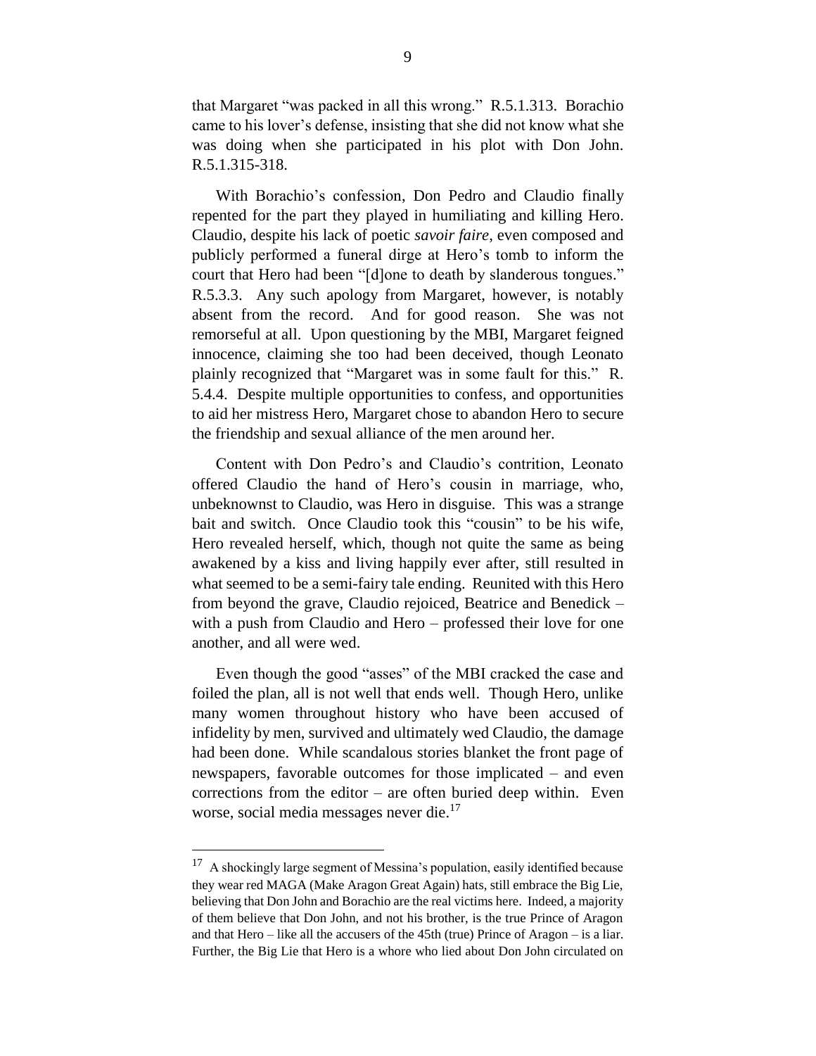that Margaret "was packed in all this wrong." R.5.1.313. Borachio came to his lover's defense, insisting that she did not know what she was doing when she participated in his plot with Don John. R.5.1.315-318.

With Borachio's confession, Don Pedro and Claudio finally repented for the part they played in humiliating and killing Hero. Claudio, despite his lack of poetic *savoir faire*, even composed and publicly performed a funeral dirge at Hero's tomb to inform the court that Hero had been "[d]one to death by slanderous tongues." R.5.3.3. Any such apology from Margaret, however, is notably absent from the record. And for good reason. She was not remorseful at all. Upon questioning by the MBI, Margaret feigned innocence, claiming she too had been deceived, though Leonato plainly recognized that "Margaret was in some fault for this." R. 5.4.4. Despite multiple opportunities to confess, and opportunities to aid her mistress Hero, Margaret chose to abandon Hero to secure the friendship and sexual alliance of the men around her.

Content with Don Pedro's and Claudio's contrition, Leonato offered Claudio the hand of Hero's cousin in marriage, who, unbeknownst to Claudio, was Hero in disguise. This was a strange bait and switch. Once Claudio took this "cousin" to be his wife, Hero revealed herself, which, though not quite the same as being awakened by a kiss and living happily ever after, still resulted in what seemed to be a semi-fairy tale ending. Reunited with this Hero from beyond the grave, Claudio rejoiced, Beatrice and Benedick – with a push from Claudio and Hero – professed their love for one another, and all were wed.

Even though the good "asses" of the MBI cracked the case and foiled the plan, all is not well that ends well. Though Hero, unlike many women throughout history who have been accused of infidelity by men, survived and ultimately wed Claudio, the damage had been done. While scandalous stories blanket the front page of newspapers, favorable outcomes for those implicated – and even corrections from the editor – are often buried deep within. Even worse, social media messages never die.[17]

---

[17] A shockingly large segment of Messina's population, easily identified because they wear red MAGA (Make Aragon Great Again) hats, still embrace the Big Lie, believing that Don John and Borachio are the real victims here. Indeed, a majority of them believe that Don John, and not his brother, is the true Prince of Aragon and that Hero – like all the accusers of the 45th (true) Prince of Aragon – is a liar. Further, the Big Lie that Hero is a whore who lied about Don John circulated on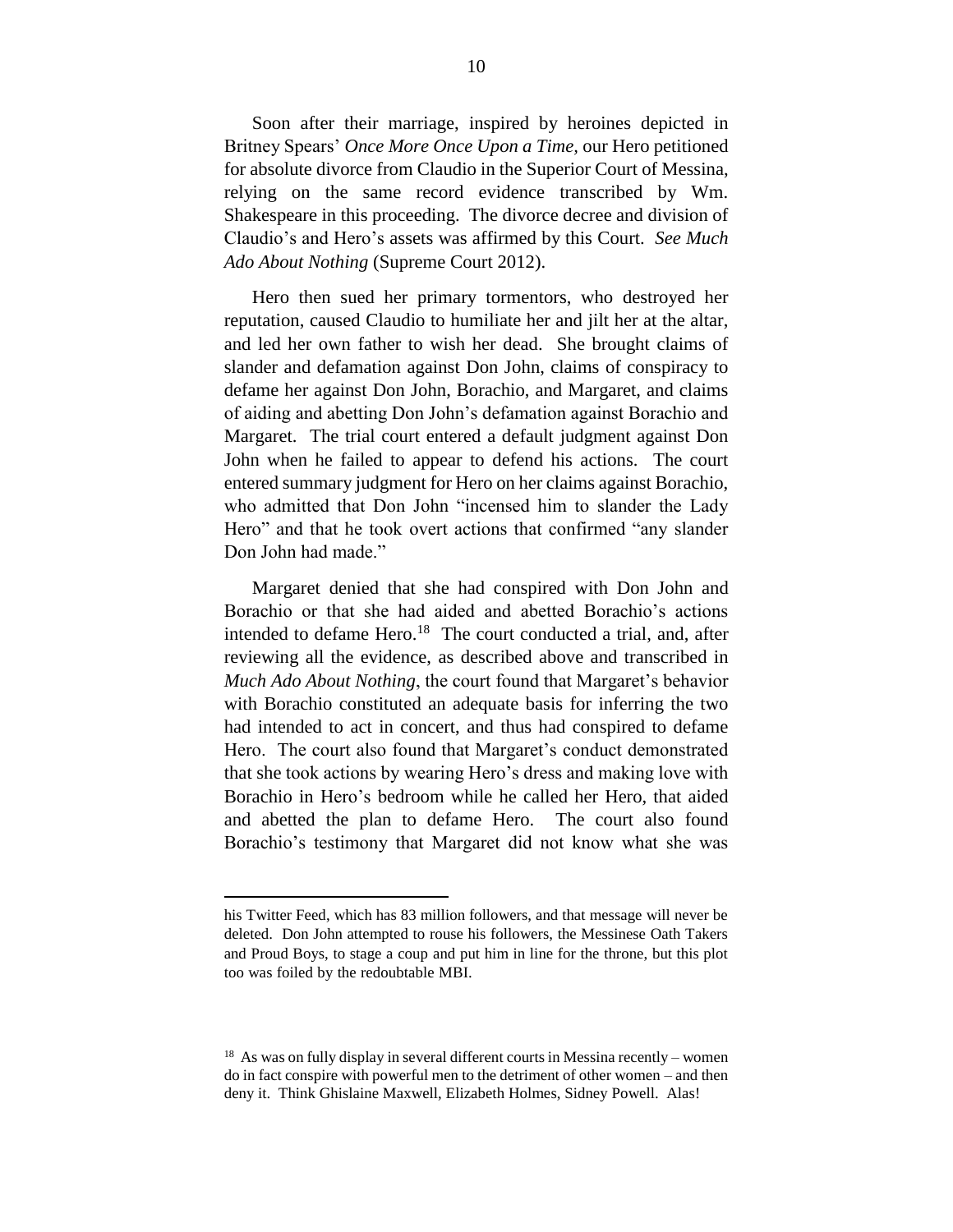Soon after their marriage, inspired by heroines depicted in Britney Spears' *Once More Once Upon a Time*, our Hero petitioned for absolute divorce from Claudio in the Superior Court of Messina, relying on the same record evidence transcribed by Wm. Shakespeare in this proceeding. The divorce decree and division of Claudio's and Hero's assets was affirmed by this Court. *See Much Ado About Nothing* (Supreme Court 2012).

Hero then sued her primary tormentors, who destroyed her reputation, caused Claudio to humiliate her and jilt her at the altar, and led her own father to wish her dead. She brought claims of slander and defamation against Don John, claims of conspiracy to defame her against Don John, Borachio, and Margaret, and claims of aiding and abetting Don John's defamation against Borachio and Margaret. The trial court entered a default judgment against Don John when he failed to appear to defend his actions. The court entered summary judgment for Hero on her claims against Borachio, who admitted that Don John "incensed him to slander the Lady Hero" and that he took overt actions that confirmed "any slander Don John had made."

Margaret denied that she had conspired with Don John and Borachio or that she had aided and abetted Borachio's actions intended to defame Hero.[18] The court conducted a trial, and, after reviewing all the evidence, as described above and transcribed in *Much Ado About Nothing*, the court found that Margaret's behavior with Borachio constituted an adequate basis for inferring the two had intended to act in concert, and thus had conspired to defame Hero. The court also found that Margaret's conduct demonstrated that she took actions by wearing Hero's dress and making love with Borachio in Hero's bedroom while he called her Hero, that aided and abetted the plan to defame Hero. The court also found Borachio's testimony that Margaret did not know what she was

---

his Twitter Feed, which has 83 million followers, and that message will never be deleted. Don John attempted to rouse his followers, the Messinese Oath Takers and Proud Boys, to stage a coup and put him in line for the throne, but this plot too was foiled by the redoubtable MBI.

[18] As was on fully display in several different courts in Messina recently – women do in fact conspire with powerful men to the detriment of other women – and then deny it. Think Ghislaine Maxwell, Elizabeth Holmes, Sidney Powell. Alas!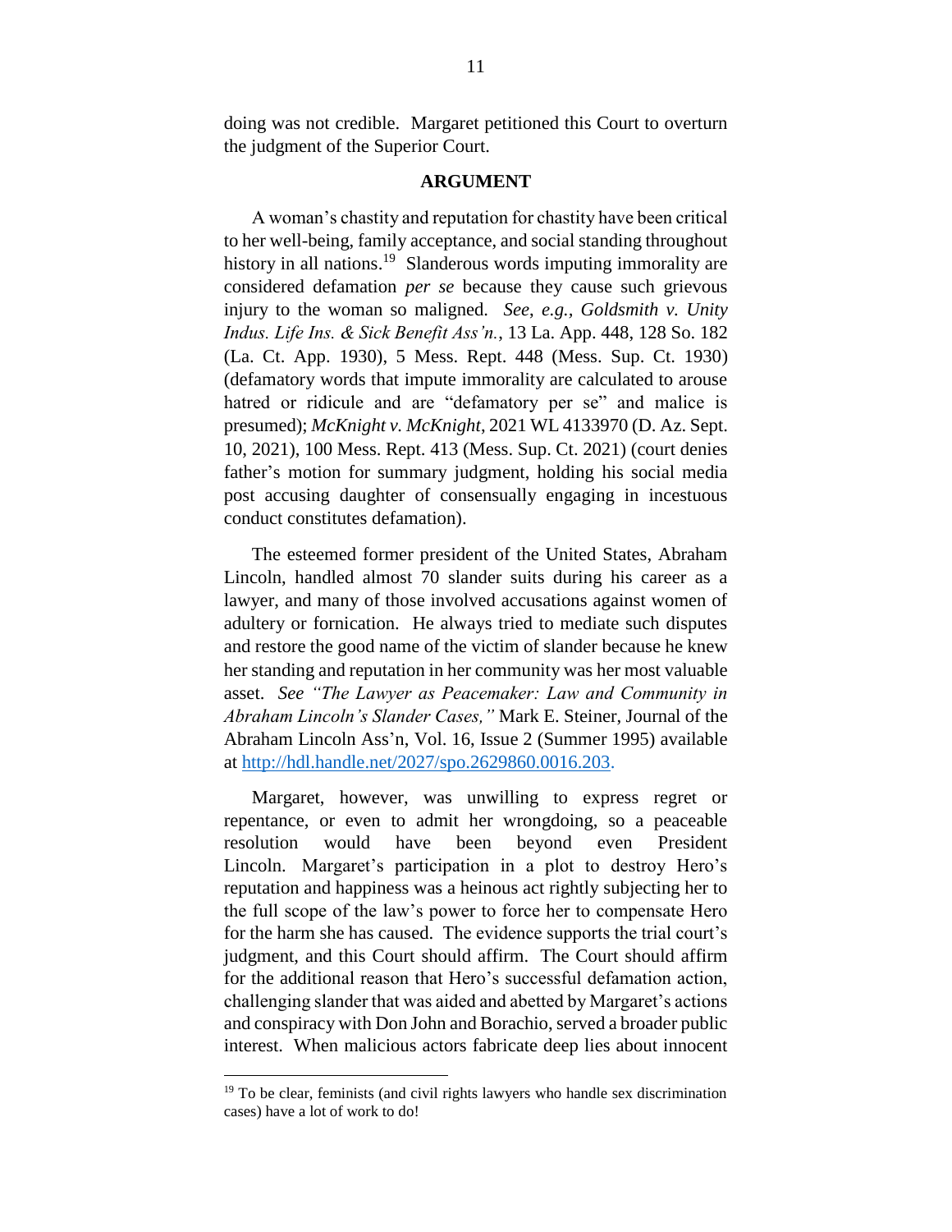doing was not credible. Margaret petitioned this Court to overturn the judgment of the Superior Court.

## ARGUMENT

A woman's chastity and reputation for chastity have been critical to her well-being, family acceptance, and social standing throughout history in all nations.[19] Slanderous words imputing immorality are considered defamation *per se* because they cause such grievous injury to the woman so maligned. *See*, *e.g., Goldsmith v. Unity Indus. Life Ins. & Sick Benefit Ass'n.*, 13 La. App. 448, 128 So. 182 (La. Ct. App. 1930), 5 Mess. Rept. 448 (Mess. Sup. Ct. 1930) (defamatory words that impute immorality are calculated to arouse hatred or ridicule and are "defamatory per se" and malice is presumed); *McKnight v. McKnight*, 2021 WL 4133970 (D. Az. Sept. 10, 2021), 100 Mess. Rept. 413 (Mess. Sup. Ct. 2021) (court denies father's motion for summary judgment, holding his social media post accusing daughter of consensually engaging in incestuous conduct constitutes defamation).

The esteemed former president of the United States, Abraham Lincoln, handled almost 70 slander suits during his career as a lawyer, and many of those involved accusations against women of adultery or fornication. He always tried to mediate such disputes and restore the good name of the victim of slander because he knew her standing and reputation in her community was her most valuable asset. *See "The Lawyer as Peacemaker: Law and Community in Abraham Lincoln's Slander Cases,"* Mark E. Steiner, Journal of the Abraham Lincoln Ass'n, Vol. 16, Issue 2 (Summer 1995) available at http://hdl.handle.net/2027/spo.2629860.0016.203.

Margaret, however, was unwilling to express regret or repentance, or even to admit her wrongdoing, so a peaceable resolution would have been beyond even President Lincoln. Margaret's participation in a plot to destroy Hero's reputation and happiness was a heinous act rightly subjecting her to the full scope of the law's power to force her to compensate Hero for the harm she has caused. The evidence supports the trial court's judgment, and this Court should affirm. The Court should affirm for the additional reason that Hero's successful defamation action, challenging slander that was aided and abetted by Margaret's actions and conspiracy with Don John and Borachio, served a broader public interest. When malicious actors fabricate deep lies about innocent

[19] To be clear, feminists (and civil rights lawyers who handle sex discrimination cases) have a lot of work to do!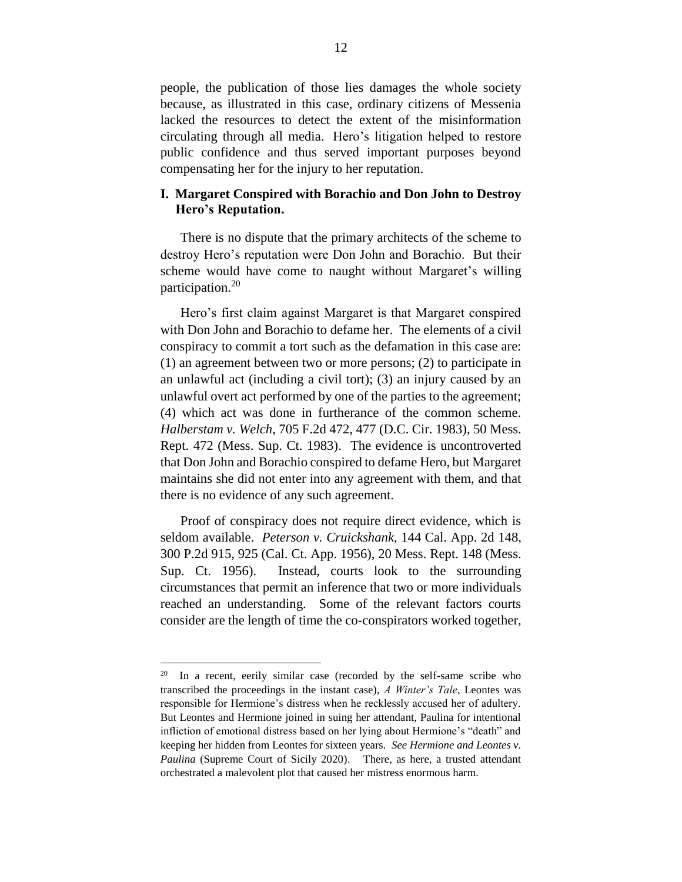people, the publication of those lies damages the whole society because, as illustrated in this case, ordinary citizens of Messenia lacked the resources to detect the extent of the misinformation circulating through all media. Hero's litigation helped to restore public confidence and thus served important purposes beyond compensating her for the injury to her reputation.

## I. Margaret Conspired with Borachio and Don John to Destroy Hero's Reputation.

There is no dispute that the primary architects of the scheme to destroy Hero's reputation were Don John and Borachio. But their scheme would have come to naught without Margaret's willing participation.[20]

Hero's first claim against Margaret is that Margaret conspired with Don John and Borachio to defame her. The elements of a civil conspiracy to commit a tort such as the defamation in this case are: (1) an agreement between two or more persons; (2) to participate in an unlawful act (including a civil tort); (3) an injury caused by an unlawful overt act performed by one of the parties to the agreement; (4) which act was done in furtherance of the common scheme. *Halberstam v. Welch*, 705 F.2d 472, 477 (D.C. Cir. 1983), 50 Mess. Rept. 472 (Mess. Sup. Ct. 1983). The evidence is uncontroverted that Don John and Borachio conspired to defame Hero, but Margaret maintains she did not enter into any agreement with them, and that there is no evidence of any such agreement.

Proof of conspiracy does not require direct evidence, which is seldom available. *Peterson v. Cruickshank*, 144 Cal. App. 2d 148, 300 P.2d 915, 925 (Cal. Ct. App. 1956), 20 Mess. Rept. 148 (Mess. Sup. Ct. 1956). Instead, courts look to the surrounding circumstances that permit an inference that two or more individuals reached an understanding. Some of the relevant factors courts consider are the length of time the co-conspirators worked together,

---

[20] In a recent, eerily similar case (recorded by the self-same scribe who transcribed the proceedings in the instant case), *A Winter's Tale*, Leontes was responsible for Hermione's distress when he recklessly accused her of adultery. But Leontes and Hermione joined in suing her attendant, Paulina for intentional infliction of emotional distress based on her lying about Hermione's "death" and keeping her hidden from Leontes for sixteen years. *See Hermione and Leontes v. Paulina* (Supreme Court of Sicily 2020). There, as here, a trusted attendant orchestrated a malevolent plot that caused her mistress enormous harm.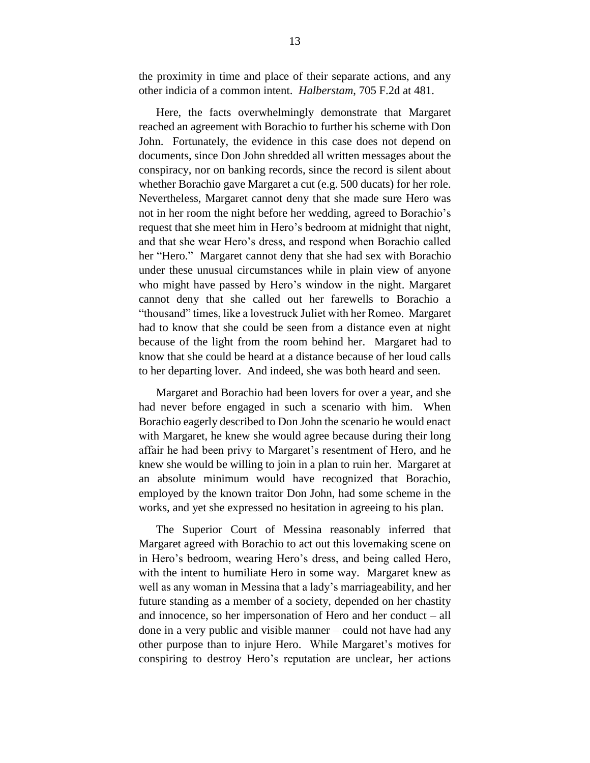the proximity in time and place of their separate actions, and any other indicia of a common intent. *Halberstam*, 705 F.2d at 481.

Here, the facts overwhelmingly demonstrate that Margaret reached an agreement with Borachio to further his scheme with Don John. Fortunately, the evidence in this case does not depend on documents, since Don John shredded all written messages about the conspiracy, nor on banking records, since the record is silent about whether Borachio gave Margaret a cut (e.g. 500 ducats) for her role. Nevertheless, Margaret cannot deny that she made sure Hero was not in her room the night before her wedding, agreed to Borachio's request that she meet him in Hero's bedroom at midnight that night, and that she wear Hero's dress, and respond when Borachio called her "Hero." Margaret cannot deny that she had sex with Borachio under these unusual circumstances while in plain view of anyone who might have passed by Hero's window in the night. Margaret cannot deny that she called out her farewells to Borachio a "thousand" times, like a lovestruck Juliet with her Romeo. Margaret had to know that she could be seen from a distance even at night because of the light from the room behind her. Margaret had to know that she could be heard at a distance because of her loud calls to her departing lover. And indeed, she was both heard and seen.

Margaret and Borachio had been lovers for over a year, and she had never before engaged in such a scenario with him. When Borachio eagerly described to Don John the scenario he would enact with Margaret, he knew she would agree because during their long affair he had been privy to Margaret's resentment of Hero, and he knew she would be willing to join in a plan to ruin her. Margaret at an absolute minimum would have recognized that Borachio, employed by the known traitor Don John, had some scheme in the works, and yet she expressed no hesitation in agreeing to his plan.

The Superior Court of Messina reasonably inferred that Margaret agreed with Borachio to act out this lovemaking scene on in Hero's bedroom, wearing Hero's dress, and being called Hero, with the intent to humiliate Hero in some way. Margaret knew as well as any woman in Messina that a lady's marriageability, and her future standing as a member of a society, depended on her chastity and innocence, so her impersonation of Hero and her conduct – all done in a very public and visible manner – could not have had any other purpose than to injure Hero. While Margaret's motives for conspiring to destroy Hero's reputation are unclear, her actions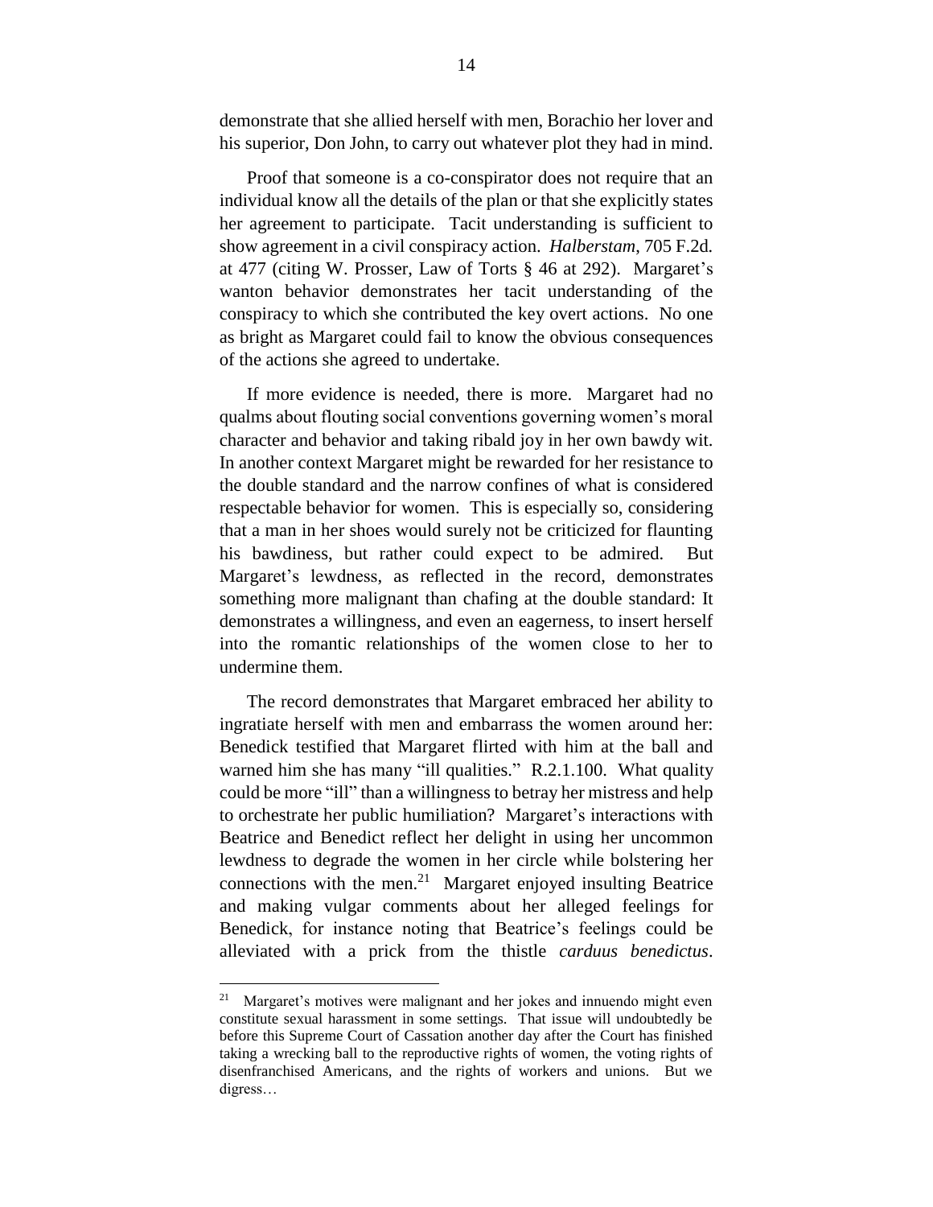demonstrate that she allied herself with men, Borachio her lover and his superior, Don John, to carry out whatever plot they had in mind.

Proof that someone is a co-conspirator does not require that an individual know all the details of the plan or that she explicitly states her agreement to participate. Tacit understanding is sufficient to show agreement in a civil conspiracy action. *Halberstam*, 705 F.2d. at 477 (citing W. Prosser, Law of Torts § 46 at 292). Margaret's wanton behavior demonstrates her tacit understanding of the conspiracy to which she contributed the key overt actions. No one as bright as Margaret could fail to know the obvious consequences of the actions she agreed to undertake.

If more evidence is needed, there is more. Margaret had no qualms about flouting social conventions governing women's moral character and behavior and taking ribald joy in her own bawdy wit. In another context Margaret might be rewarded for her resistance to the double standard and the narrow confines of what is considered respectable behavior for women. This is especially so, considering that a man in her shoes would surely not be criticized for flaunting his bawdiness, but rather could expect to be admired. But Margaret's lewdness, as reflected in the record, demonstrates something more malignant than chafing at the double standard: It demonstrates a willingness, and even an eagerness, to insert herself into the romantic relationships of the women close to her to undermine them.

The record demonstrates that Margaret embraced her ability to ingratiate herself with men and embarrass the women around her: Benedick testified that Margaret flirted with him at the ball and warned him she has many "ill qualities." R.2.1.100. What quality could be more "ill" than a willingness to betray her mistress and help to orchestrate her public humiliation? Margaret's interactions with Beatrice and Benedict reflect her delight in using her uncommon lewdness to degrade the women in her circle while bolstering her connections with the men.[21] Margaret enjoyed insulting Beatrice and making vulgar comments about her alleged feelings for Benedick, for instance noting that Beatrice's feelings could be alleviated with a prick from the thistle *carduus benedictus*.

[21] Margaret's motives were malignant and her jokes and innuendo might even constitute sexual harassment in some settings. That issue will undoubtedly be before this Supreme Court of Cassation another day after the Court has finished taking a wrecking ball to the reproductive rights of women, the voting rights of disenfranchised Americans, and the rights of workers and unions. But we digress…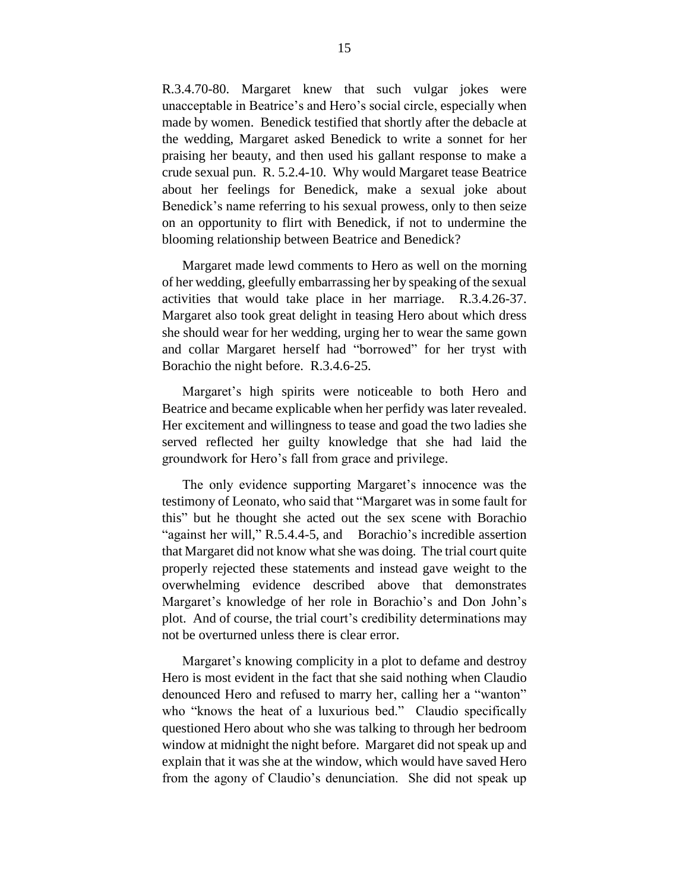R.3.4.70-80. Margaret knew that such vulgar jokes were unacceptable in Beatrice's and Hero's social circle, especially when made by women. Benedick testified that shortly after the debacle at the wedding, Margaret asked Benedick to write a sonnet for her praising her beauty, and then used his gallant response to make a crude sexual pun. R. 5.2.4-10. Why would Margaret tease Beatrice about her feelings for Benedick, make a sexual joke about Benedick's name referring to his sexual prowess, only to then seize on an opportunity to flirt with Benedick, if not to undermine the blooming relationship between Beatrice and Benedick?

Margaret made lewd comments to Hero as well on the morning of her wedding, gleefully embarrassing her by speaking of the sexual activities that would take place in her marriage. R.3.4.26-37. Margaret also took great delight in teasing Hero about which dress she should wear for her wedding, urging her to wear the same gown and collar Margaret herself had "borrowed" for her tryst with Borachio the night before. R.3.4.6-25.

Margaret's high spirits were noticeable to both Hero and Beatrice and became explicable when her perfidy was later revealed. Her excitement and willingness to tease and goad the two ladies she served reflected her guilty knowledge that she had laid the groundwork for Hero's fall from grace and privilege.

The only evidence supporting Margaret's innocence was the testimony of Leonato, who said that "Margaret was in some fault for this" but he thought she acted out the sex scene with Borachio "against her will," R.5.4.4-5, and Borachio's incredible assertion that Margaret did not know what she was doing. The trial court quite properly rejected these statements and instead gave weight to the overwhelming evidence described above that demonstrates Margaret's knowledge of her role in Borachio's and Don John's plot. And of course, the trial court's credibility determinations may not be overturned unless there is clear error.

Margaret's knowing complicity in a plot to defame and destroy Hero is most evident in the fact that she said nothing when Claudio denounced Hero and refused to marry her, calling her a "wanton" who "knows the heat of a luxurious bed." Claudio specifically questioned Hero about who she was talking to through her bedroom window at midnight the night before. Margaret did not speak up and explain that it was she at the window, which would have saved Hero from the agony of Claudio's denunciation. She did not speak up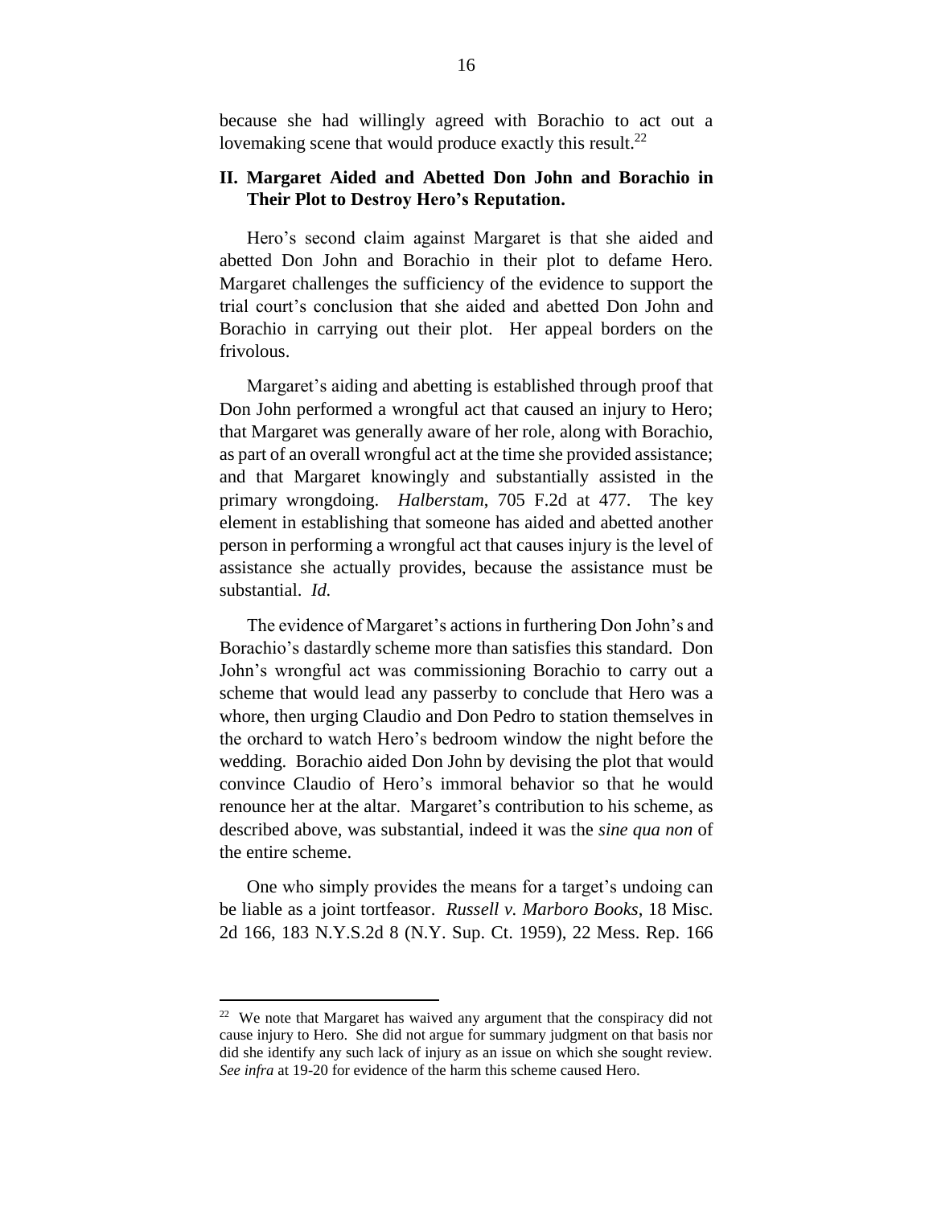because she had willingly agreed with Borachio to act out a lovemaking scene that would produce exactly this result.[22]

## II. Margaret Aided and Abetted Don John and Borachio in Their Plot to Destroy Hero's Reputation.

Hero's second claim against Margaret is that she aided and abetted Don John and Borachio in their plot to defame Hero. Margaret challenges the sufficiency of the evidence to support the trial court's conclusion that she aided and abetted Don John and Borachio in carrying out their plot. Her appeal borders on the frivolous.

Margaret's aiding and abetting is established through proof that Don John performed a wrongful act that caused an injury to Hero; that Margaret was generally aware of her role, along with Borachio, as part of an overall wrongful act at the time she provided assistance; and that Margaret knowingly and substantially assisted in the primary wrongdoing. *Halberstam*, 705 F.2d at 477. The key element in establishing that someone has aided and abetted another person in performing a wrongful act that causes injury is the level of assistance she actually provides, because the assistance must be substantial. *Id.*

The evidence of Margaret's actions in furthering Don John's and Borachio's dastardly scheme more than satisfies this standard. Don John's wrongful act was commissioning Borachio to carry out a scheme that would lead any passerby to conclude that Hero was a whore, then urging Claudio and Don Pedro to station themselves in the orchard to watch Hero's bedroom window the night before the wedding. Borachio aided Don John by devising the plot that would convince Claudio of Hero's immoral behavior so that he would renounce her at the altar. Margaret's contribution to his scheme, as described above, was substantial, indeed it was the *sine qua non* of the entire scheme.

One who simply provides the means for a target's undoing can be liable as a joint tortfeasor. *Russell v. Marboro Books*, 18 Misc. 2d 166, 183 N.Y.S.2d 8 (N.Y. Sup. Ct. 1959), 22 Mess. Rep. 166

---

[22] We note that Margaret has waived any argument that the conspiracy did not cause injury to Hero. She did not argue for summary judgment on that basis nor did she identify any such lack of injury as an issue on which she sought review. *See infra* at 19-20 for evidence of the harm this scheme caused Hero.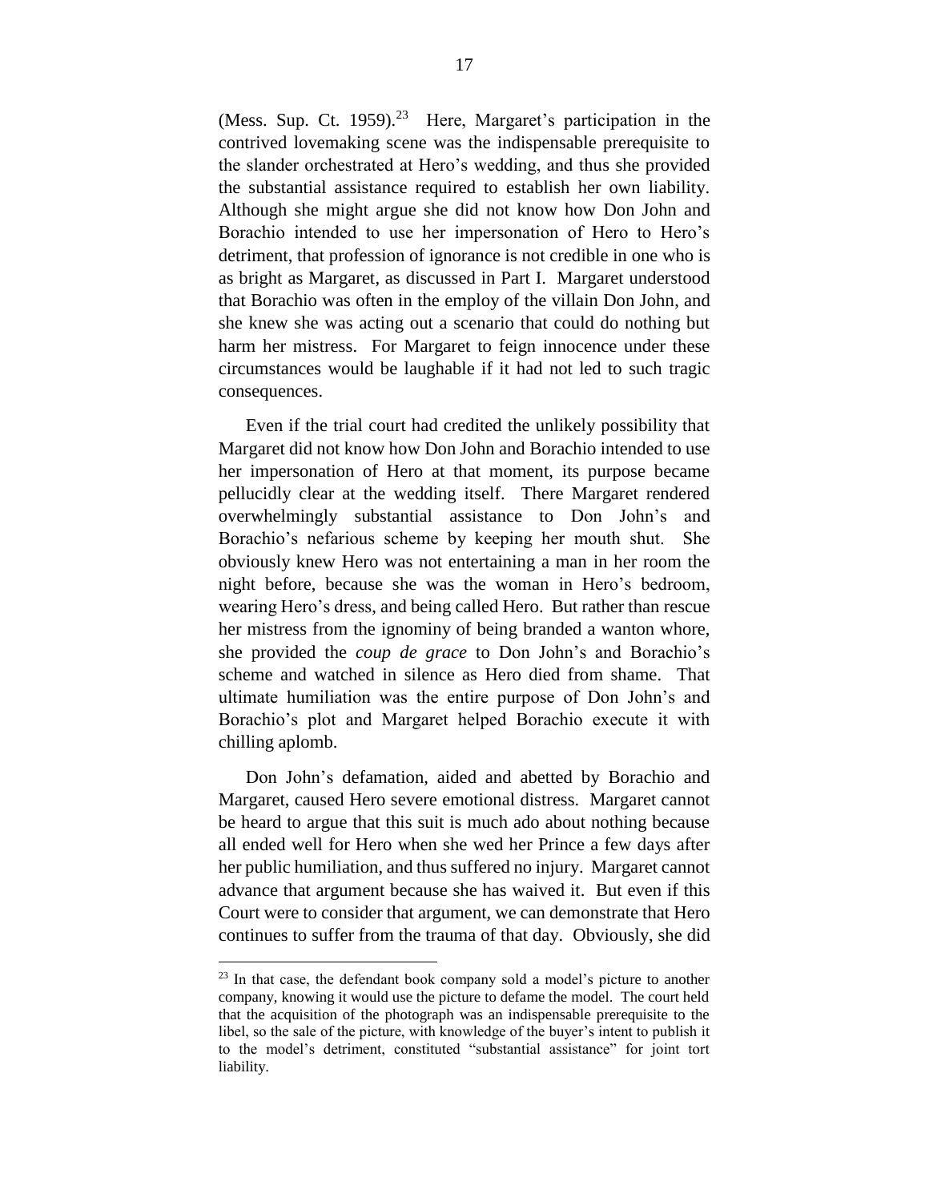(Mess. Sup. Ct. 1959).[23] Here, Margaret's participation in the contrived lovemaking scene was the indispensable prerequisite to the slander orchestrated at Hero's wedding, and thus she provided the substantial assistance required to establish her own liability. Although she might argue she did not know how Don John and Borachio intended to use her impersonation of Hero to Hero's detriment, that profession of ignorance is not credible in one who is as bright as Margaret, as discussed in Part I. Margaret understood that Borachio was often in the employ of the villain Don John, and she knew she was acting out a scenario that could do nothing but harm her mistress. For Margaret to feign innocence under these circumstances would be laughable if it had not led to such tragic consequences.

Even if the trial court had credited the unlikely possibility that Margaret did not know how Don John and Borachio intended to use her impersonation of Hero at that moment, its purpose became pellucidly clear at the wedding itself. There Margaret rendered overwhelmingly substantial assistance to Don John's and Borachio's nefarious scheme by keeping her mouth shut. She obviously knew Hero was not entertaining a man in her room the night before, because she was the woman in Hero's bedroom, wearing Hero's dress, and being called Hero. But rather than rescue her mistress from the ignominy of being branded a wanton whore, she provided the *coup de grace* to Don John's and Borachio's scheme and watched in silence as Hero died from shame. That ultimate humiliation was the entire purpose of Don John's and Borachio's plot and Margaret helped Borachio execute it with chilling aplomb.

Don John's defamation, aided and abetted by Borachio and Margaret, caused Hero severe emotional distress. Margaret cannot be heard to argue that this suit is much ado about nothing because all ended well for Hero when she wed her Prince a few days after her public humiliation, and thus suffered no injury. Margaret cannot advance that argument because she has waived it. But even if this Court were to consider that argument, we can demonstrate that Hero continues to suffer from the trauma of that day. Obviously, she did

[23] In that case, the defendant book company sold a model's picture to another company, knowing it would use the picture to defame the model. The court held that the acquisition of the photograph was an indispensable prerequisite to the libel, so the sale of the picture, with knowledge of the buyer's intent to publish it to the model's detriment, constituted "substantial assistance" for joint tort liability.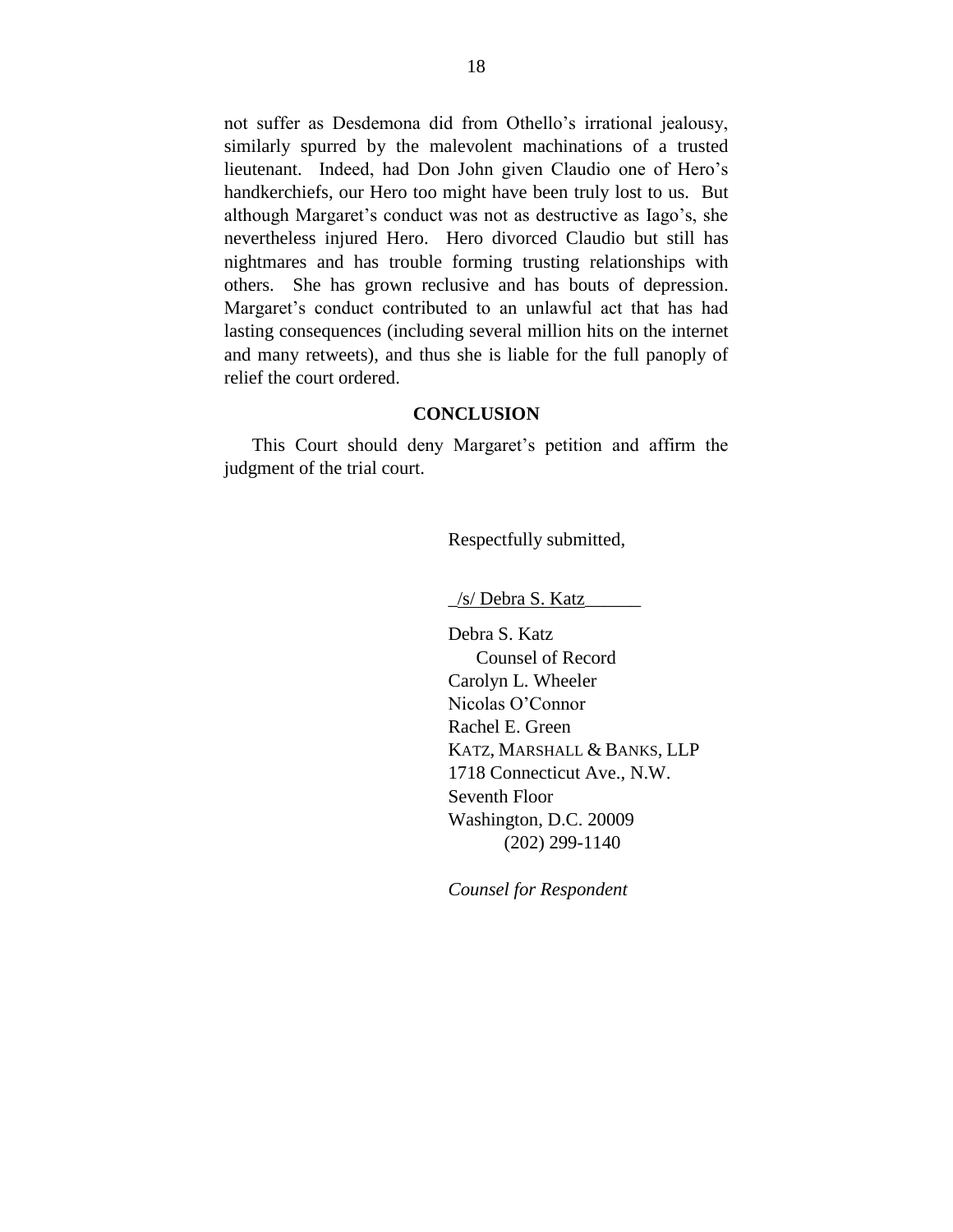not suffer as Desdemona did from Othello's irrational jealousy, similarly spurred by the malevolent machinations of a trusted lieutenant. Indeed, had Don John given Claudio one of Hero's handkerchiefs, our Hero too might have been truly lost to us. But although Margaret's conduct was not as destructive as Iago's, she nevertheless injured Hero. Hero divorced Claudio but still has nightmares and has trouble forming trusting relationships with others. She has grown reclusive and has bouts of depression. Margaret's conduct contributed to an unlawful act that has had lasting consequences (including several million hits on the internet and many retweets), and thus she is liable for the full panoply of relief the court ordered.

## CONCLUSION

This Court should deny Margaret's petition and affirm the judgment of the trial court.

Respectfully submitted,

_/s/ Debra S. Katz______

Debra S. Katz
Counsel of Record
Carolyn L. Wheeler
Nicolas O'Connor
Rachel E. Green
KATZ, MARSHALL & BANKS, LLP
1718 Connecticut Ave., N.W.
Seventh Floor
Washington, D.C. 20009
(202) 299-1140

*Counsel for Respondent*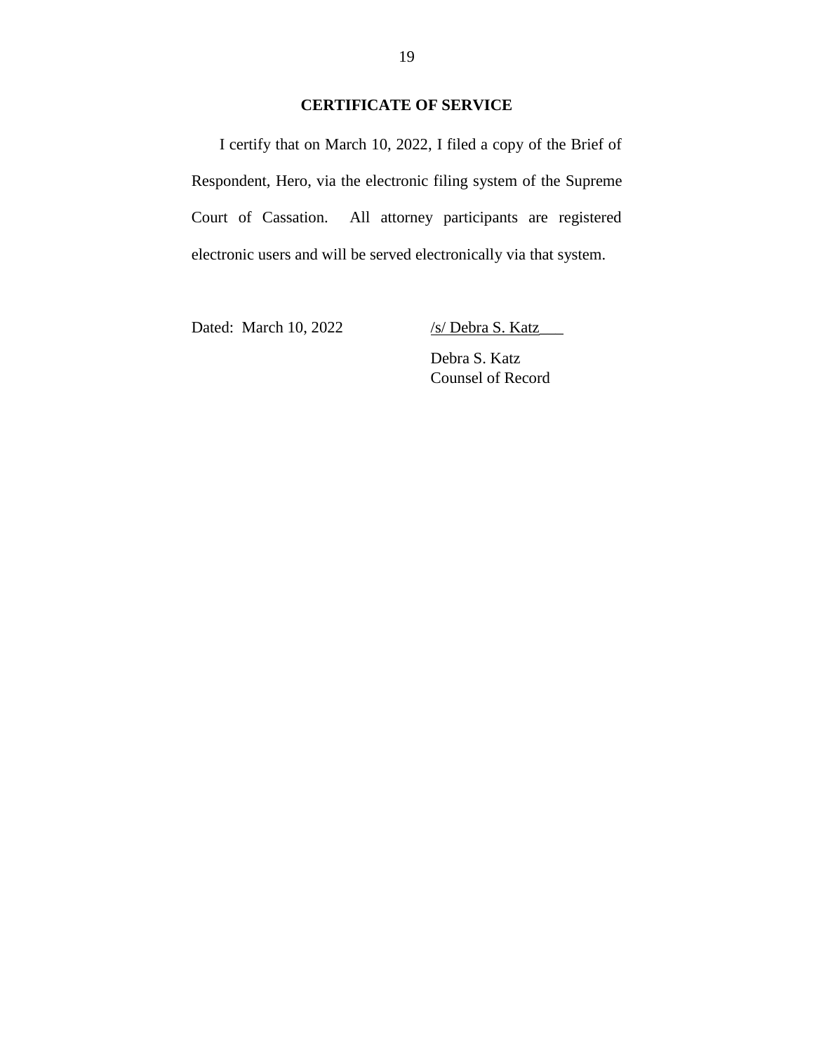## CERTIFICATE OF SERVICE

I certify that on March 10, 2022, I filed a copy of the Brief of Respondent, Hero, via the electronic filing system of the Supreme Court of Cassation. All attorney participants are registered electronic users and will be served electronically via that system.

Dated: March 10, 2022

/s/ Debra S. Katz

Debra S. Katz
Counsel of Record